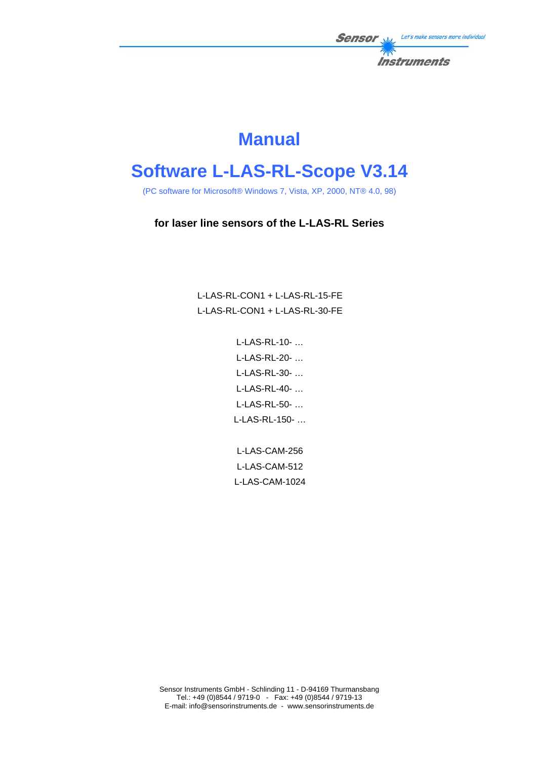# Manual

# Software L-LAS-RL-Scope V3.14

(PC software for Microsoft® Windows 7, Vista, XP, 2000, NT® 4.0, 98)

**for laser line sensors of the L-LAS-RL Series**

L-LAS-RL-CON1 + L-LAS-RL-15-FE
L-LAS-RL-CON1 + L-LAS-RL-30-FE

L-LAS-RL-10- …
L-LAS-RL-20- …
L-LAS-RL-30- …
L-LAS-RL-40- …
L-LAS-RL-50- …
L-LAS-RL-150- …

L-LAS-CAM-256
L-LAS-CAM-512
L-LAS-CAM-1024

Sensor Instruments GmbH - Schlinding 11 - D-94169 Thurmansbang
Tel.: +49 (0)8544 / 9719-0 - Fax: +49 (0)8544 / 9719-13
E-mail: info@sensorinstruments.de - www.sensorinstruments.de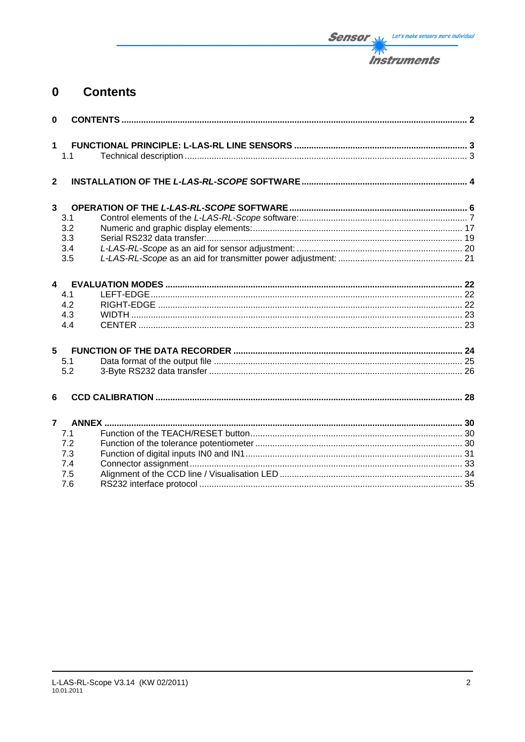# 0 Contents

| | | |
|---|---|---|
| **0** | **CONTENTS** | **2** |
| **1** | **FUNCTIONAL PRINCIPLE: L-LAS-RL LINE SENSORS** | **3** |
| 1.1 | Technical description | 3 |
| **2** | **INSTALLATION OF THE *L-LAS-RL-SCOPE* SOFTWARE** | **4** |
| **3** | **OPERATION OF THE *L-LAS-RL-SCOPE* SOFTWARE** | **6** |
| 3.1 | Control elements of the *L-LAS-RL-Scope* software: | 7 |
| 3.2 | Numeric and graphic display elements: | 17 |
| 3.3 | Serial RS232 data transfer: | 19 |
| 3.4 | *L-LAS-RL-Scope* as an aid for sensor adjustment: | 20 |
| 3.5 | *L-LAS-RL-Scope* as an aid for transmitter power adjustment: | 21 |
| **4** | **EVALUATION MODES** | **22** |
| 4.1 | LEFT-EDGE | 22 |
| 4.2 | RIGHT-EDGE | 22 |
| 4.3 | WIDTH | 23 |
| 4.4 | CENTER | 23 |
| **5** | **FUNCTION OF THE DATA RECORDER** | **24** |
| 5.1 | Data format of the output file | 25 |
| 5.2 | 3-Byte RS232 data transfer | 26 |
| **6** | **CCD CALIBRATION** | **28** |
| **7** | **ANNEX** | **30** |
| 7.1 | Function of the TEACH/RESET button | 30 |
| 7.2 | Function of the tolerance potentiometer | 30 |
| 7.3 | Function of digital inputs IN0 and IN1 | 31 |
| 7.4 | Connector assignment | 33 |
| 7.5 | Alignment of the CCD line / Visualisation LED | 34 |
| 7.6 | RS232 interface protocol | 35 |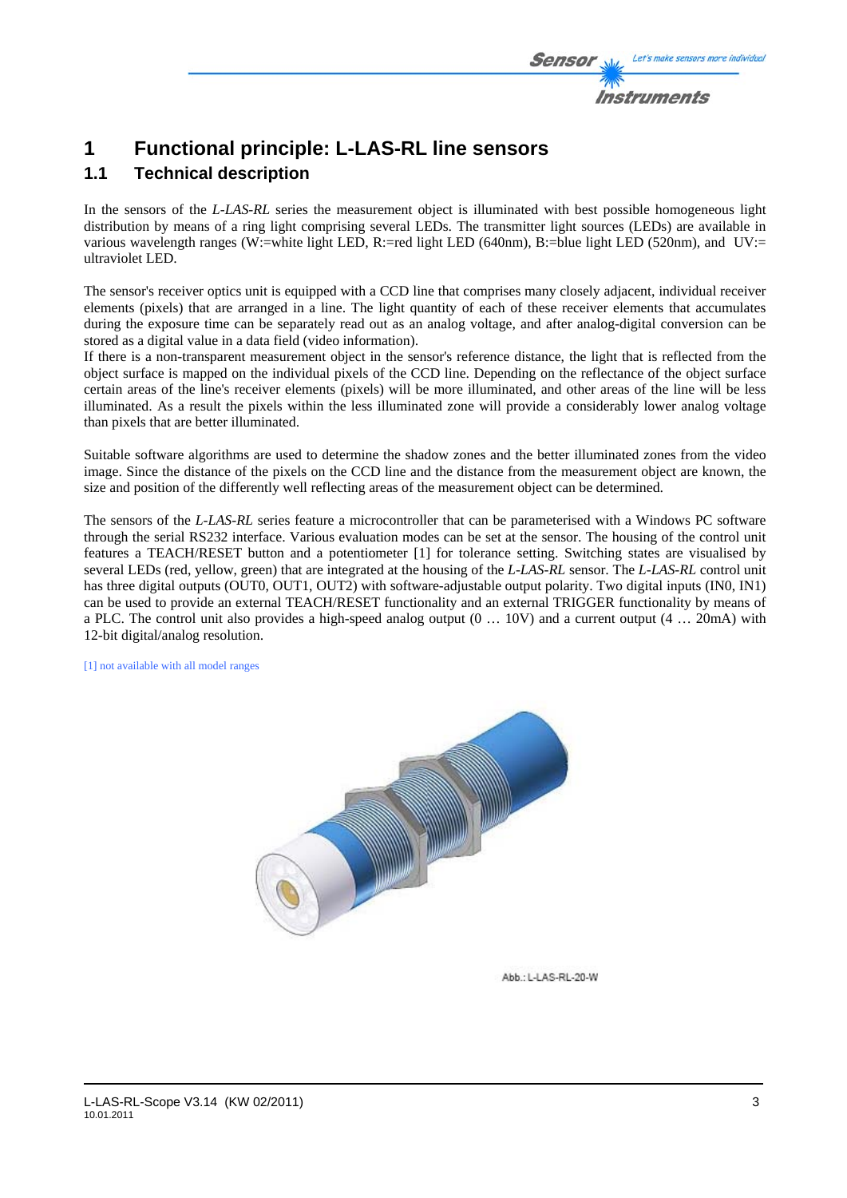# 1 Functional principle: L-LAS-RL line sensors

## 1.1 Technical description

In the sensors of the *L-LAS-RL* series the measurement object is illuminated with best possible homogeneous light distribution by means of a ring light comprising several LEDs. The transmitter light sources (LEDs) are available in various wavelength ranges (W:=white light LED, R:=red light LED (640nm), B:=blue light LED (520nm), and UV:= ultraviolet LED.

The sensor's receiver optics unit is equipped with a CCD line that comprises many closely adjacent, individual receiver elements (pixels) that are arranged in a line. The light quantity of each of these receiver elements that accumulates during the exposure time can be separately read out as an analog voltage, and after analog-digital conversion can be stored as a digital value in a data field (video information).
If there is a non-transparent measurement object in the sensor's reference distance, the light that is reflected from the object surface is mapped on the individual pixels of the CCD line. Depending on the reflectance of the object surface certain areas of the line's receiver elements (pixels) will be more illuminated, and other areas of the line will be less illuminated. As a result the pixels within the less illuminated zone will provide a considerably lower analog voltage than pixels that are better illuminated.

Suitable software algorithms are used to determine the shadow zones and the better illuminated zones from the video image. Since the distance of the pixels on the CCD line and the distance from the measurement object are known, the size and position of the differently well reflecting areas of the measurement object can be determined.

The sensors of the *L-LAS-RL* series feature a microcontroller that can be parameterised with a Windows PC software through the serial RS232 interface. Various evaluation modes can be set at the sensor. The housing of the control unit features a TEACH/RESET button and a potentiometer [1] for tolerance setting. Switching states are visualised by several LEDs (red, yellow, green) that are integrated at the housing of the *L-LAS-RL* sensor. The *L-LAS-RL* control unit has three digital outputs (OUT0, OUT1, OUT2) with software-adjustable output polarity. Two digital inputs (IN0, IN1) can be used to provide an external TEACH/RESET functionality and an external TRIGGER functionality by means of a PLC. The control unit also provides a high-speed analog output (0 … 10V) and a current output (4 … 20mA) with 12-bit digital/analog resolution.

[1] not available with all model ranges

Abb.: L-LAS-RL-20-W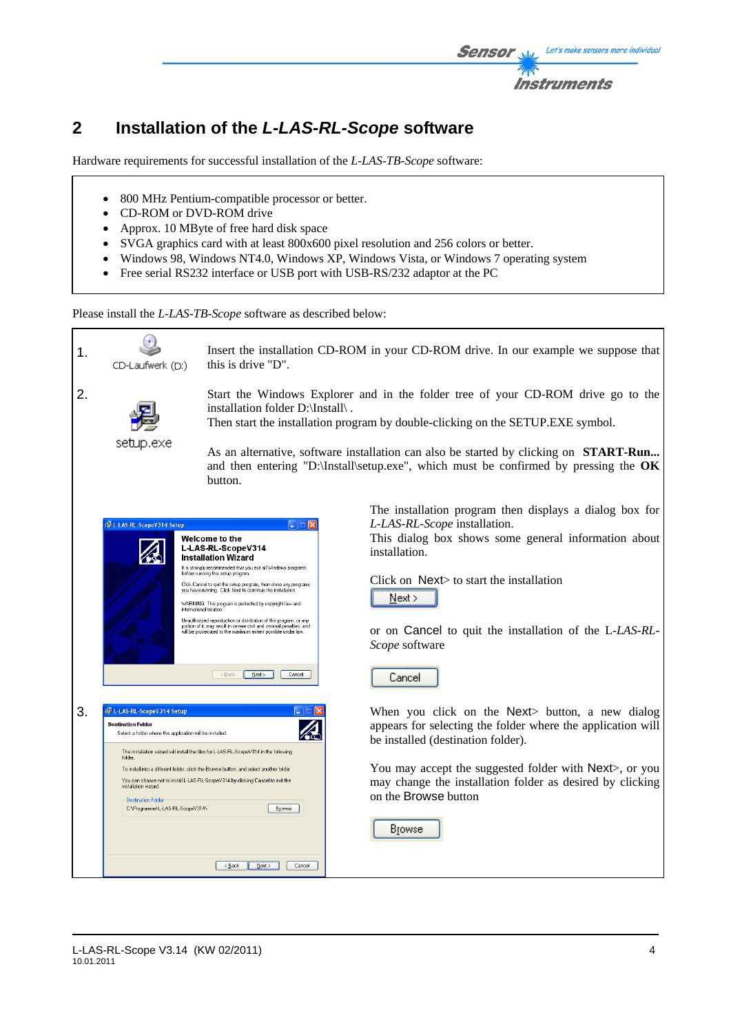## 2 Installation of the *L-LAS-RL-Scope* software

Hardware requirements for successful installation of the *L-LAS-TB-Scope* software:

- 800 MHz Pentium-compatible processor or better.
- CD-ROM or DVD-ROM drive
- Approx. 10 MByte of free hard disk space
- SVGA graphics card with at least 800x600 pixel resolution and 256 colors or better.
- Windows 98, Windows NT4.0, Windows XP, Windows Vista, or Windows 7 operating system
- Free serial RS232 interface or USB port with USB-RS/232 adaptor at the PC

Please install the *L-LAS-TB-Scope* software as described below:

1. CD-Laufwerk (D:)

   Insert the installation CD-ROM in your CD-ROM drive. In our example we suppose that this is drive "D".

2. setup.exe

   Start the Windows Explorer and in the folder tree of your CD-ROM drive go to the installation folder D:\Install\ .
   Then start the installation program by double-clicking on the SETUP.EXE symbol.

   As an alternative, software installation can also be started by clicking on **START-Run...** and then entering "D:\Install\setup.exe", which must be confirmed by pressing the **OK** button.

   The installation program then displays a dialog box for *L-LAS-RL-Scope* installation.
   This dialog box shows some general information about installation.

   Click on Next> to start the installation

   Next >

   or on Cancel to quit the installation of the L-*LAS-RL-Scope* software

   Cancel

3. When you click on the Next> button, a new dialog appears for selecting the folder where the application will be installed (destination folder).

   You may accept the suggested folder with Next>, or you may change the installation folder as desired by clicking on the Browse button

   Browse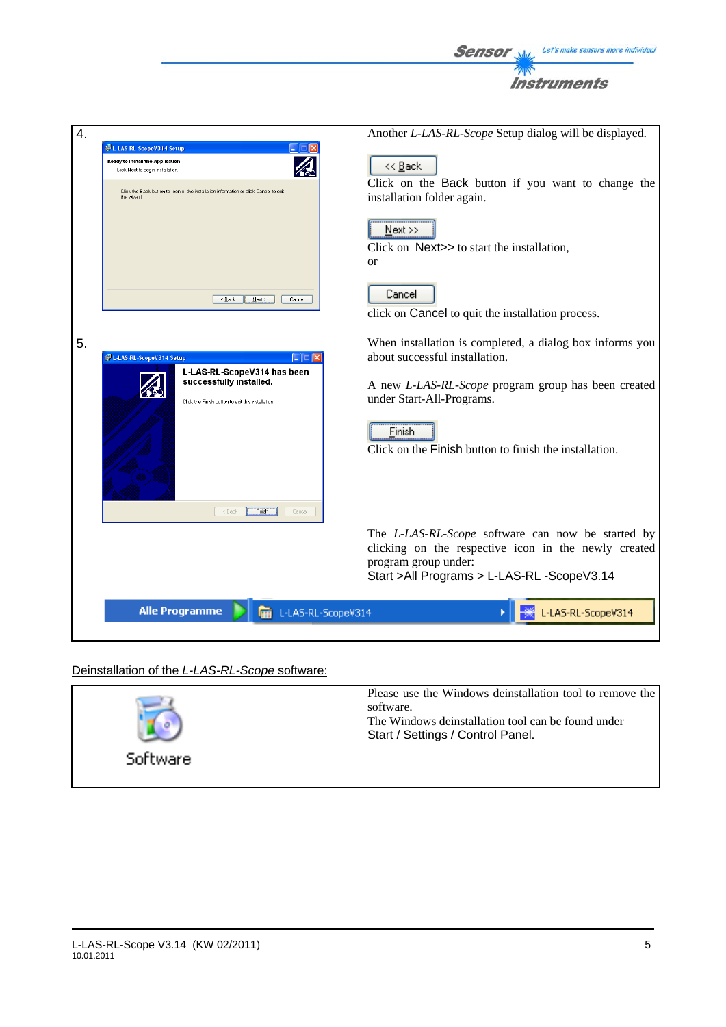4.

Another *L-LAS-RL-Scope* Setup dialog will be displayed.

Click on the Back button if you want to change the installation folder again.

Click on Next>> to start the installation,
or

click on Cancel to quit the installation process.

5.

When installation is completed, a dialog box informs you about successful installation.

A new *L-LAS-RL-Scope* program group has been created under Start-All-Programs.

Click on the Finish button to finish the installation.

The *L-LAS-RL-Scope* software can now be started by clicking on the respective icon in the newly created program group under:
Start >All Programs > L-LAS-RL -ScopeV3.14

## Deinstallation of the *L-LAS-RL-Scope* software:

Please use the Windows deinstallation tool to remove the software.
The Windows deinstallation tool can be found under
Start / Settings / Control Panel.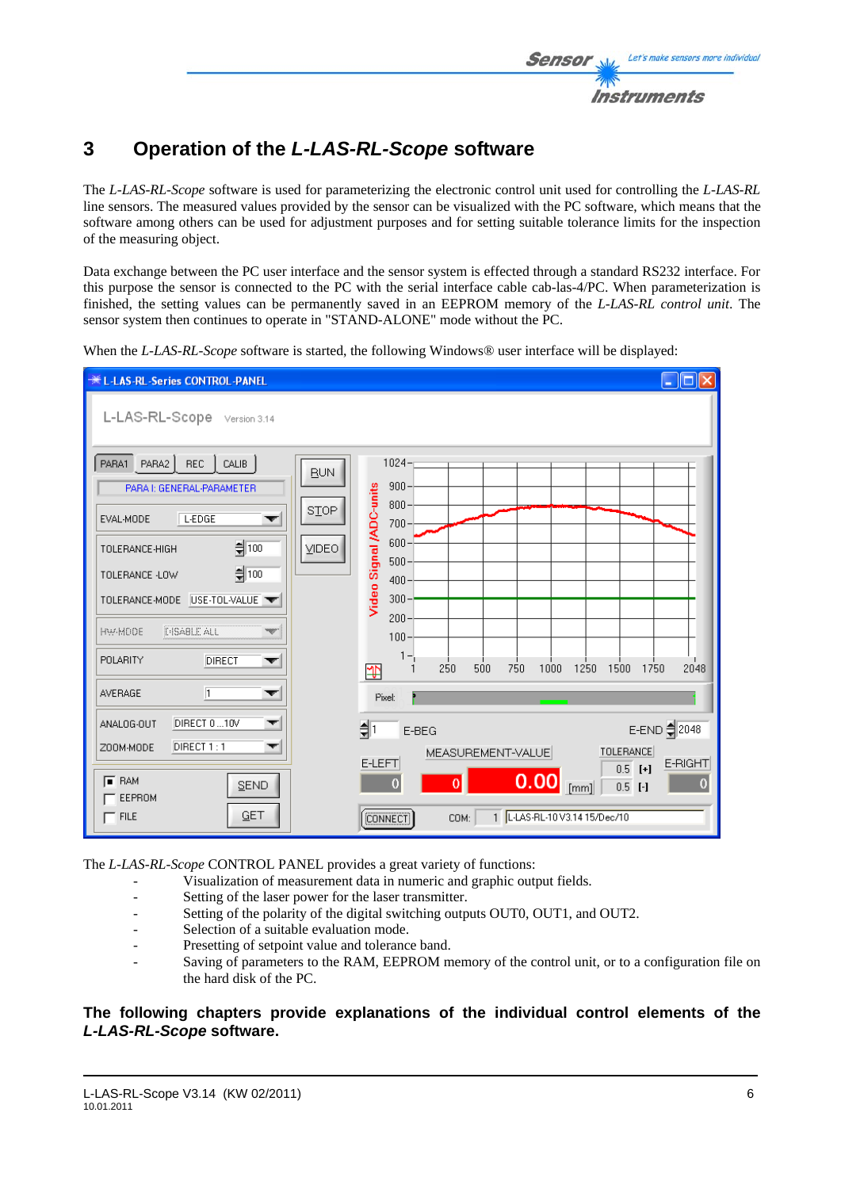# 3 Operation of the *L-LAS-RL-Scope* software

The *L-LAS-RL-Scope* software is used for parameterizing the electronic control unit used for controlling the *L-LAS-RL* line sensors. The measured values provided by the sensor can be visualized with the PC software, which means that the software among others can be used for adjustment purposes and for setting suitable tolerance limits for the inspection of the measuring object.

Data exchange between the PC user interface and the sensor system is effected through a standard RS232 interface. For this purpose the sensor is connected to the PC with the serial interface cable cab-las-4/PC. When parameterization is finished, the setting values can be permanently saved in an EEPROM memory of the *L-LAS-RL control unit*. The sensor system then continues to operate in "STAND-ALONE" mode without the PC.

When the *L-LAS-RL-Scope* software is started, the following Windows® user interface will be displayed:

The *L-LAS-RL-Scope* CONTROL PANEL provides a great variety of functions:

- Visualization of measurement data in numeric and graphic output fields.
- Setting of the laser power for the laser transmitter.
- Setting of the polarity of the digital switching outputs OUT0, OUT1, and OUT2.
- Selection of a suitable evaluation mode.
- Presetting of setpoint value and tolerance band.
- Saving of parameters to the RAM, EEPROM memory of the control unit, or to a configuration file on the hard disk of the PC.

**The following chapters provide explanations of the individual control elements of the *L-LAS-RL-Scope* software.**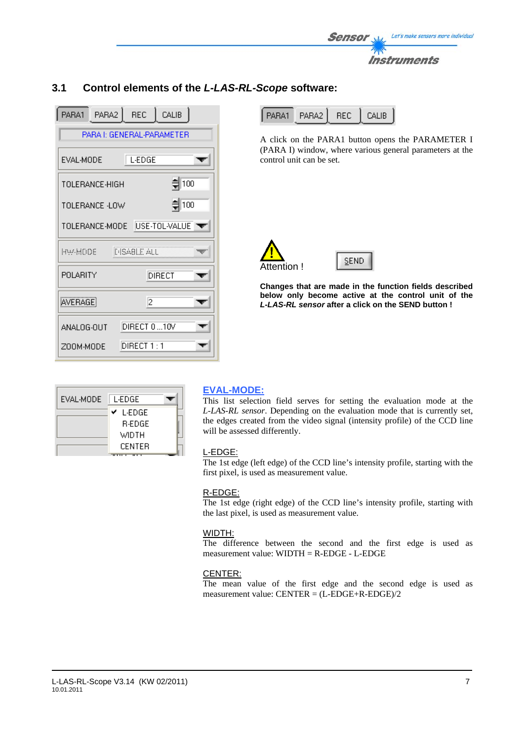## 3.1 Control elements of the *L-LAS-RL-Scope* software:

A click on the PARA1 button opens the PARAMETER I (PARA I) window, where various general parameters at the control unit can be set.

Attention !

**Changes that are made in the function fields described below only become active at the control unit of the *L-LAS-RL sensor* after a click on the SEND button !**

### EVAL-MODE:

This list selection field serves for setting the evaluation mode at the *L-LAS-RL sensor*. Depending on the evaluation mode that is currently set, the edges created from the video signal (intensity profile) of the CCD line will be assessed differently.

L-EDGE:
The 1st edge (left edge) of the CCD line's intensity profile, starting with the first pixel, is used as measurement value.

R-EDGE:
The 1st edge (right edge) of the CCD line's intensity profile, starting with the last pixel, is used as measurement value.

WIDTH:
The difference between the second and the first edge is used as measurement value: WIDTH = R-EDGE - L-EDGE

CENTER:
The mean value of the first edge and the second edge is used as measurement value: CENTER = (L-EDGE+R-EDGE)/2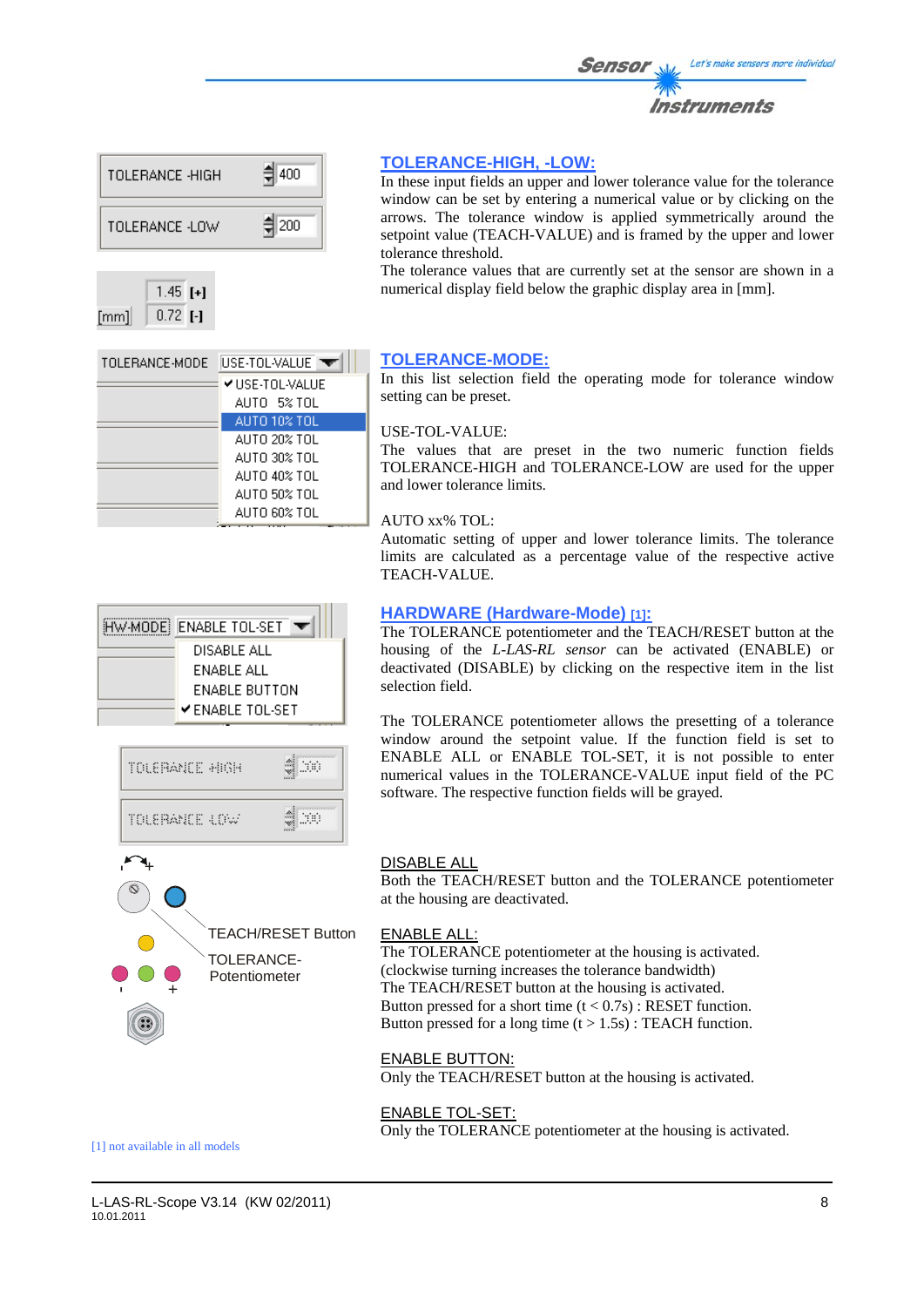## TOLERANCE-HIGH, -LOW:

In these input fields an upper and lower tolerance value for the tolerance window can be set by entering a numerical value or by clicking on the arrows. The tolerance window is applied symmetrically around the setpoint value (TEACH-VALUE) and is framed by the upper and lower tolerance threshold.
The tolerance values that are currently set at the sensor are shown in a numerical display field below the graphic display area in [mm].

## TOLERANCE-MODE:

In this list selection field the operating mode for tolerance window setting can be preset.

USE-TOL-VALUE:
The values that are preset in the two numeric function fields TOLERANCE-HIGH and TOLERANCE-LOW are used for the upper and lower tolerance limits.

AUTO xx% TOL:
Automatic setting of upper and lower tolerance limits. The tolerance limits are calculated as a percentage value of the respective active TEACH-VALUE.

## HARDWARE (Hardware-Mode) [1]:

The TOLERANCE potentiometer and the TEACH/RESET button at the housing of the *L-LAS-RL sensor* can be activated (ENABLE) or deactivated (DISABLE) by clicking on the respective item in the list selection field.

The TOLERANCE potentiometer allows the presetting of a tolerance window around the setpoint value. If the function field is set to ENABLE ALL or ENABLE TOL-SET, it is not possible to enter numerical values in the TOLERANCE-VALUE input field of the PC software. The respective function fields will be grayed.

DISABLE ALL
Both the TEACH/RESET button and the TOLERANCE potentiometer at the housing are deactivated.

ENABLE ALL:
The TOLERANCE potentiometer at the housing is activated.
(clockwise turning increases the tolerance bandwidth)
The TEACH/RESET button at the housing is activated.
Button pressed for a short time (t < 0.7s) : RESET function.
Button pressed for a long time (t > 1.5s) : TEACH function.

ENABLE BUTTON:
Only the TEACH/RESET button at the housing is activated.

ENABLE TOL-SET:
Only the TOLERANCE potentiometer at the housing is activated.

[1] not available in all models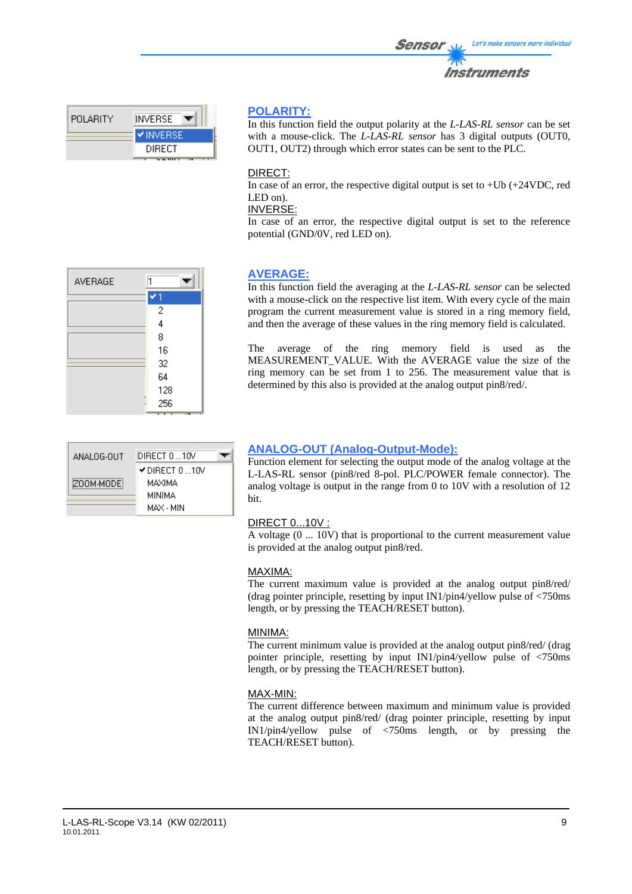## POLARITY:

In this function field the output polarity at the *L-LAS-RL sensor* can be set with a mouse-click. The *L-LAS-RL sensor* has 3 digital outputs (OUT0, OUT1, OUT2) through which error states can be sent to the PLC.

DIRECT:
In case of an error, the respective digital output is set to +Ub (+24VDC, red LED on).
INVERSE:
In case of an error, the respective digital output is set to the reference potential (GND/0V, red LED on).

## AVERAGE:

In this function field the averaging at the *L-LAS-RL sensor* can be selected with a mouse-click on the respective list item. With every cycle of the main program the current measurement value is stored in a ring memory field, and then the average of these values in the ring memory field is calculated.

The average of the ring memory field is used as the MEASUREMENT_VALUE. With the AVERAGE value the size of the ring memory can be set from 1 to 256. The measurement value that is determined by this also is provided at the analog output pin8/red/.

## ANALOG-OUT (Analog-Output-Mode):

Function element for selecting the output mode of the analog voltage at the L-LAS-RL sensor (pin8/red 8-pol. PLC/POWER female connector). The analog voltage is output in the range from 0 to 10V with a resolution of 12 bit.

DIRECT 0...10V :
A voltage (0 ... 10V) that is proportional to the current measurement value is provided at the analog output pin8/red.

MAXIMA:
The current maximum value is provided at the analog output pin8/red/ (drag pointer principle, resetting by input IN1/pin4/yellow pulse of <750ms length, or by pressing the TEACH/RESET button).

MINIMA:
The current minimum value is provided at the analog output pin8/red/ (drag pointer principle, resetting by input IN1/pin4/yellow pulse of <750ms length, or by pressing the TEACH/RESET button).

MAX-MIN:
The current difference between maximum and minimum value is provided at the analog output pin8/red/ (drag pointer principle, resetting by input IN1/pin4/yellow pulse of <750ms length, or by pressing the TEACH/RESET button).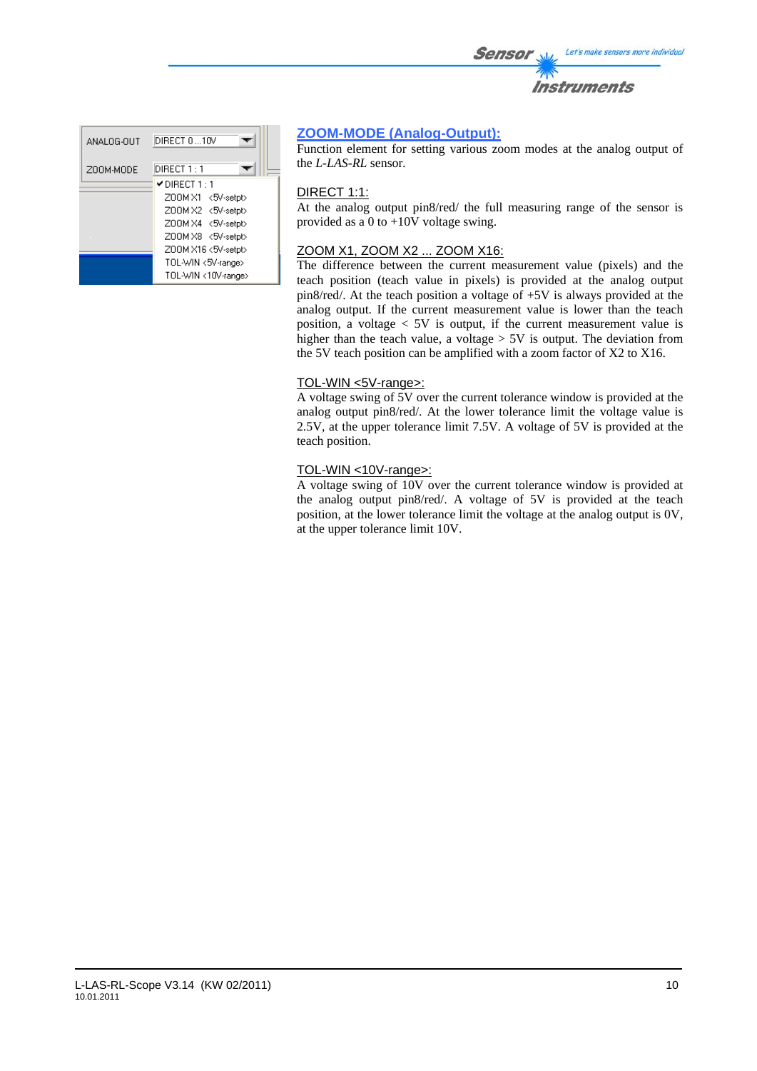ANALOG-OUT DIRECT 0 ...10V

ZOOM-MODE DIRECT 1 : 1

- ✔ DIRECT 1 : 1
- ZOOM X1 <5V-setpt>
- ZOOM X2 <5V-setpt>
- ZOOM X4 <5V-setpt>
- ZOOM X8 <5V-setpt>
- ZOOM X16 <5V-setpt>
- TOL-WIN <5V-range>
- TOL-WIN <10V-range>

## ZOOM-MODE (Analog-Output):

Function element for setting various zoom modes at the analog output of the *L-LAS-RL* sensor.

### DIRECT 1:1:

At the analog output pin8/red/ the full measuring range of the sensor is provided as a 0 to +10V voltage swing.

### ZOOM X1, ZOOM X2 ... ZOOM X16:

The difference between the current measurement value (pixels) and the teach position (teach value in pixels) is provided at the analog output pin8/red/. At the teach position a voltage of +5V is always provided at the analog output. If the current measurement value is lower than the teach position, a voltage < 5V is output, if the current measurement value is higher than the teach value, a voltage > 5V is output. The deviation from the 5V teach position can be amplified with a zoom factor of X2 to X16.

### TOL-WIN <5V-range>:

A voltage swing of 5V over the current tolerance window is provided at the analog output pin8/red/. At the lower tolerance limit the voltage value is 2.5V, at the upper tolerance limit 7.5V. A voltage of 5V is provided at the teach position.

### TOL-WIN <10V-range>:

A voltage swing of 10V over the current tolerance window is provided at the analog output pin8/red/. A voltage of 5V is provided at the teach position, at the lower tolerance limit the voltage at the analog output is 0V, at the upper tolerance limit 10V.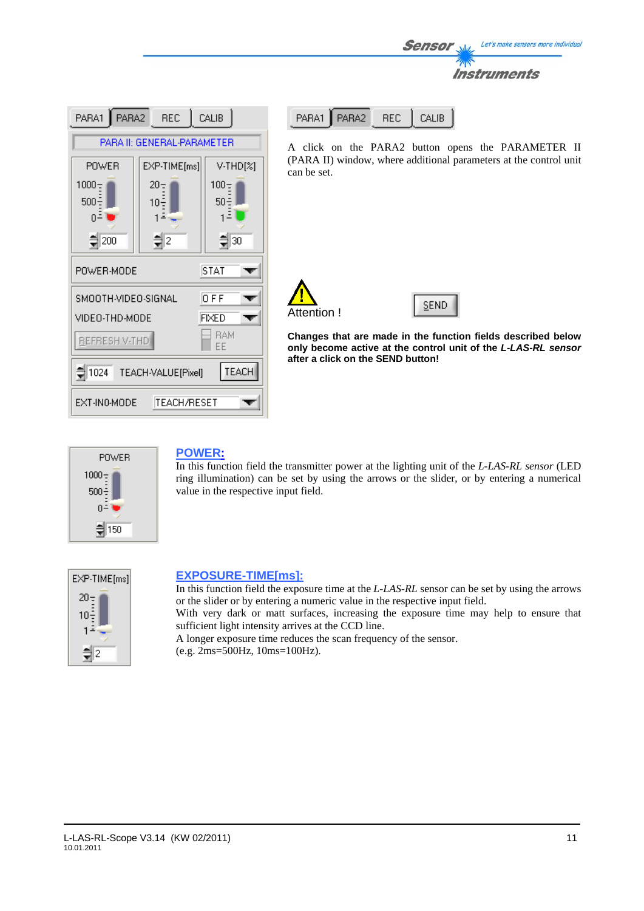PARA1 PARA2 REC CALIB

A click on the PARA2 button opens the PARAMETER II (PARA II) window, where additional parameters at the control unit can be set.

Attention !

SEND

**Changes that are made in the function fields described below only become active at the control unit of the *L-LAS-RL sensor* after a click on the SEND button!**

## POWER:

In this function field the transmitter power at the lighting unit of the *L-LAS-RL sensor* (LED ring illumination) can be set by using the arrows or the slider, or by entering a numerical value in the respective input field.

## EXPOSURE-TIME[ms]:

In this function field the exposure time at the *L-LAS-RL* sensor can be set by using the arrows or the slider or by entering a numeric value in the respective input field.
With very dark or matt surfaces, increasing the exposure time may help to ensure that sufficient light intensity arrives at the CCD line.
A longer exposure time reduces the scan frequency of the sensor.
(e.g. 2ms=500Hz, 10ms=100Hz).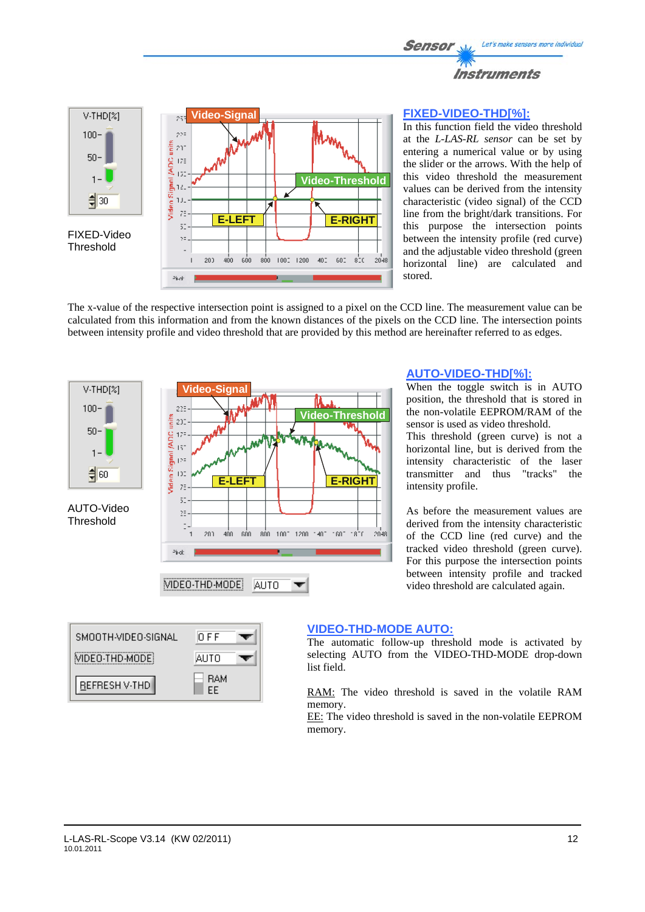FIXED-Video Threshold

## FIXED-VIDEO-THD[%]:

In this function field the video threshold at the *L-LAS-RL sensor* can be set by entering a numerical value or by using the slider or the arrows. With the help of this video threshold the measurement values can be derived from the intensity characteristic (video signal) of the CCD line from the bright/dark transitions. For this purpose the intersection points between the intensity profile (red curve) and the adjustable video threshold (green horizontal line) are calculated and stored.

The x-value of the respective intersection point is assigned to a pixel on the CCD line. The measurement value can be calculated from this information and from the known distances of the pixels on the CCD line. The intersection points between intensity profile and video threshold that are provided by this method are hereinafter referred to as edges.

AUTO-Video Threshold

## AUTO-VIDEO-THD[%]:

When the toggle switch is in AUTO position, the threshold that is stored in the non-volatile EEPROM/RAM of the sensor is used as video threshold.

This threshold (green curve) is not a horizontal line, but is derived from the intensity characteristic of the laser transmitter and thus "tracks" the intensity profile.

As before the measurement values are derived from the intensity characteristic of the CCD line (red curve) and the tracked video threshold (green curve). For this purpose the intersection points between intensity profile and tracked video threshold are calculated again.

## VIDEO-THD-MODE AUTO:

The automatic follow-up threshold mode is activated by selecting AUTO from the VIDEO-THD-MODE drop-down list field.

RAM: The video threshold is saved in the volatile RAM memory.

EE: The video threshold is saved in the non-volatile EEPROM memory.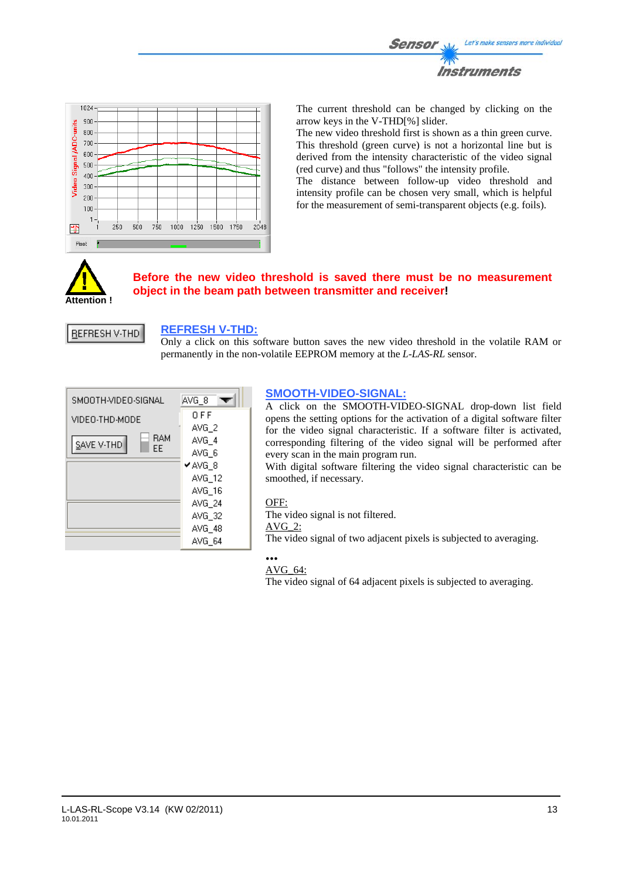The current threshold can be changed by clicking on the arrow keys in the V-THD[%] slider.
The new video threshold first is shown as a thin green curve. This threshold (green curve) is not a horizontal line but is derived from the intensity characteristic of the video signal (red curve) and thus "follows" the intensity profile.
The distance between follow-up video threshold and intensity profile can be chosen very small, which is helpful for the measurement of semi-transparent objects (e.g. foils).

Attention !

**Before the new video threshold is saved there must be no measurement object in the beam path between transmitter and receiver!**

## REFRESH V-THD:

Only a click on this software button saves the new video threshold in the volatile RAM or permanently in the non-volatile EEPROM memory at the *L-LAS-RL* sensor.

## SMOOTH-VIDEO-SIGNAL:

A click on the SMOOTH-VIDEO-SIGNAL drop-down list field opens the setting options for the activation of a digital software filter for the video signal characteristic. If a software filter is activated, corresponding filtering of the video signal will be performed after every scan in the main program run.
With digital software filtering the video signal characteristic can be smoothed, if necessary.

OFF:
The video signal is not filtered.
AVG_2:
The video signal of two adjacent pixels is subjected to averaging.

•••
AVG_64:
The video signal of 64 adjacent pixels is subjected to averaging.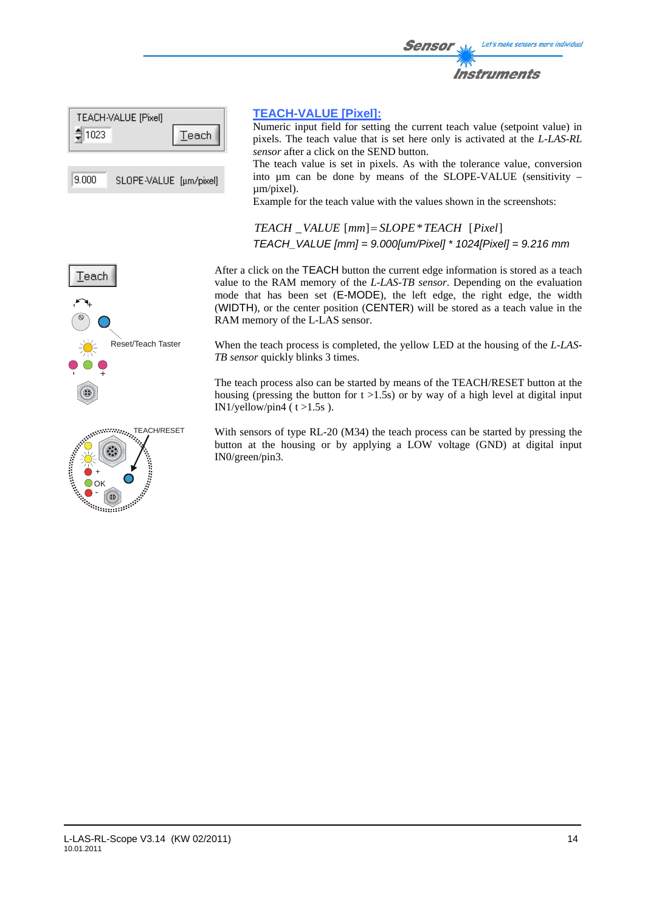TEACH-VALUE [Pixel]

1023 Teach

9.000 SLOPE-VALUE [µm/pixel]

## TEACH-VALUE [Pixel]:

Numeric input field for setting the current teach value (setpoint value) in pixels. The teach value that is set here only is activated at the *L-LAS-RL sensor* after a click on the SEND button.

The teach value is set in pixels. As with the tolerance value, conversion into µm can be done by means of the SLOPE-VALUE (sensitivity – µm/pixel).

Example for the teach value with the values shown in the screenshots:

$$TEACH\_VALUE\ [mm] = SLOPE * TEACH\ \ [Pixel]$$

*TEACH_VALUE [mm] = 9.000[um/Pixel] * 1024[Pixel] = 9.216 mm*

Teach

Reset/Teach Taster

After a click on the TEACH button the current edge information is stored as a teach value to the RAM memory of the *L-LAS-TB sensor*. Depending on the evaluation mode that has been set (E-MODE), the left edge, the right edge, the width (WIDTH), or the center position (CENTER) will be stored as a teach value in the RAM memory of the L-LAS sensor.

When the teach process is completed, the yellow LED at the housing of the *L-LAS-TB sensor* quickly blinks 3 times.

The teach process also can be started by means of the TEACH/RESET button at the housing (pressing the button for t >1.5s) or by way of a high level at digital input IN1/yellow/pin4 ( t >1.5s ).

TEACH/RESET

OK

With sensors of type RL-20 (M34) the teach process can be started by pressing the button at the housing or by applying a LOW voltage (GND) at digital input IN0/green/pin3.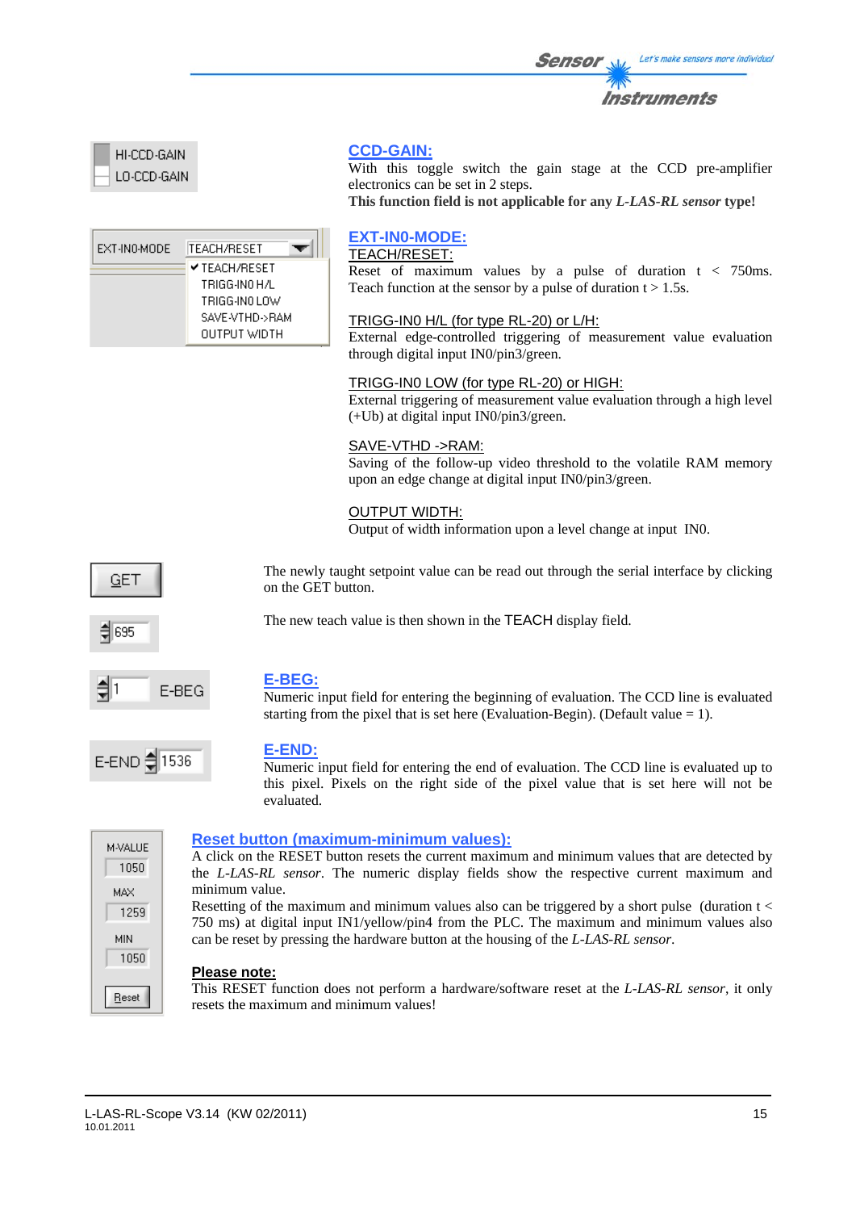HI-CCD-GAIN
LO-CCD-GAIN

## CCD-GAIN:

With this toggle switch the gain stage at the CCD pre-amplifier electronics can be set in 2 steps.
**This function field is not applicable for any *L-LAS-RL sensor* type!**

EXT-IN0-MODE | TEACH/RESET
✔ TEACH/RESET
TRIGG-IN0 H/L
TRIGG-IN0 LOW
SAVE-VTHD->RAM
OUTPUT WIDTH

## EXT-IN0-MODE:

TEACH/RESET:
Reset of maximum values by a pulse of duration t < 750ms. Teach function at the sensor by a pulse of duration t > 1.5s.

TRIGG-IN0 H/L (for type RL-20) or L/H:
External edge-controlled triggering of measurement value evaluation through digital input IN0/pin3/green.

TRIGG-IN0 LOW (for type RL-20) or HIGH:
External triggering of measurement value evaluation through a high level (+Ub) at digital input IN0/pin3/green.

SAVE-VTHD ->RAM:
Saving of the follow-up video threshold to the volatile RAM memory upon an edge change at digital input IN0/pin3/green.

OUTPUT WIDTH:
Output of width information upon a level change at input IN0.

GET

The newly taught setpoint value can be read out through the serial interface by clicking on the GET button.

695

The new teach value is then shown in the TEACH display field.

1 E-BEG

## E-BEG:

Numeric input field for entering the beginning of evaluation. The CCD line is evaluated starting from the pixel that is set here (Evaluation-Begin). (Default value = 1).

E-END 1536

## E-END:

Numeric input field for entering the end of evaluation. The CCD line is evaluated up to this pixel. Pixels on the right side of the pixel value that is set here will not be evaluated.

M-VALUE 1050
MAX 1259
MIN 1050
Reset

## Reset button (maximum-minimum values):

A click on the RESET button resets the current maximum and minimum values that are detected by the *L-LAS-RL sensor*. The numeric display fields show the respective current maximum and minimum value.
Resetting of the maximum and minimum values also can be triggered by a short pulse (duration t < 750 ms) at digital input IN1/yellow/pin4 from the PLC. The maximum and minimum values also can be reset by pressing the hardware button at the housing of the *L-LAS-RL sensor*.

**Please note:**
This RESET function does not perform a hardware/software reset at the *L-LAS-RL sensor*, it only resets the maximum and minimum values!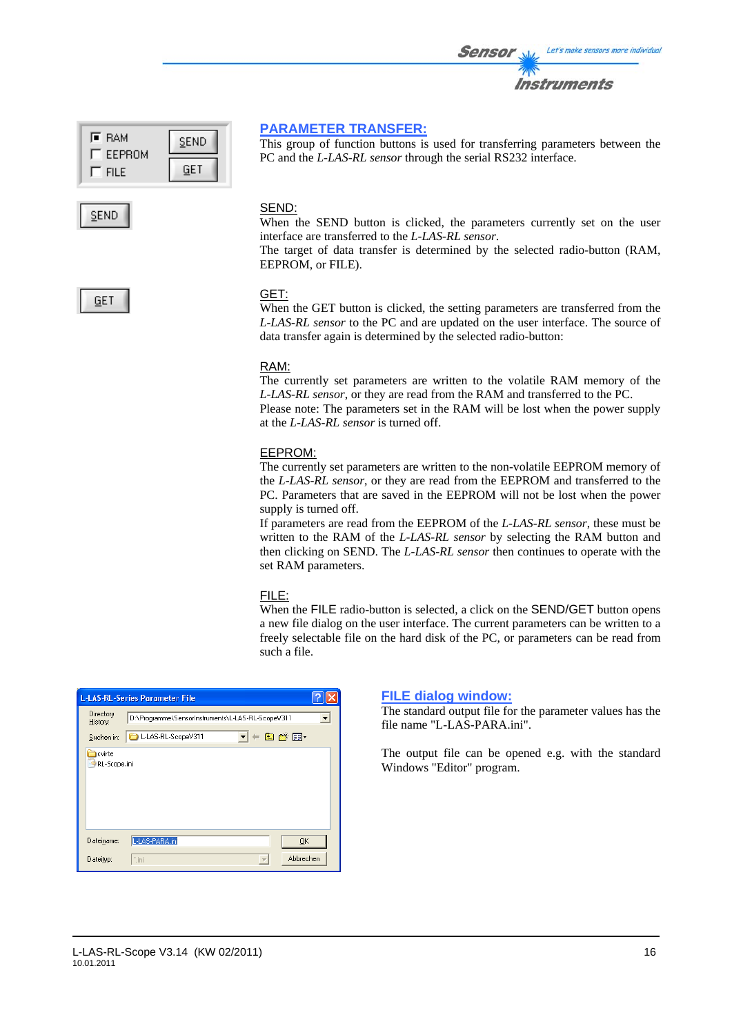## PARAMETER TRANSFER:

This group of function buttons is used for transferring parameters between the PC and the *L-LAS-RL sensor* through the serial RS232 interface.

### SEND:

When the SEND button is clicked, the parameters currently set on the user interface are transferred to the *L-LAS-RL sensor*.
The target of data transfer is determined by the selected radio-button (RAM, EEPROM, or FILE).

### GET:

When the GET button is clicked, the setting parameters are transferred from the *L-LAS-RL sensor* to the PC and are updated on the user interface. The source of data transfer again is determined by the selected radio-button:

### RAM:

The currently set parameters are written to the volatile RAM memory of the *L-LAS-RL sensor*, or they are read from the RAM and transferred to the PC.
Please note: The parameters set in the RAM will be lost when the power supply at the *L-LAS-RL sensor* is turned off.

### EEPROM:

The currently set parameters are written to the non-volatile EEPROM memory of the *L-LAS-RL sensor*, or they are read from the EEPROM and transferred to the PC. Parameters that are saved in the EEPROM will not be lost when the power supply is turned off.
If parameters are read from the EEPROM of the *L-LAS-RL sensor*, these must be written to the RAM of the *L-LAS-RL sensor* by selecting the RAM button and then clicking on SEND. The *L-LAS-RL sensor* then continues to operate with the set RAM parameters.

### FILE:

When the FILE radio-button is selected, a click on the SEND/GET button opens a new file dialog on the user interface. The current parameters can be written to a freely selectable file on the hard disk of the PC, or parameters can be read from such a file.

## FILE dialog window:

The standard output file for the parameter values has the file name "L-LAS-PARA.ini".

The output file can be opened e.g. with the standard Windows "Editor" program.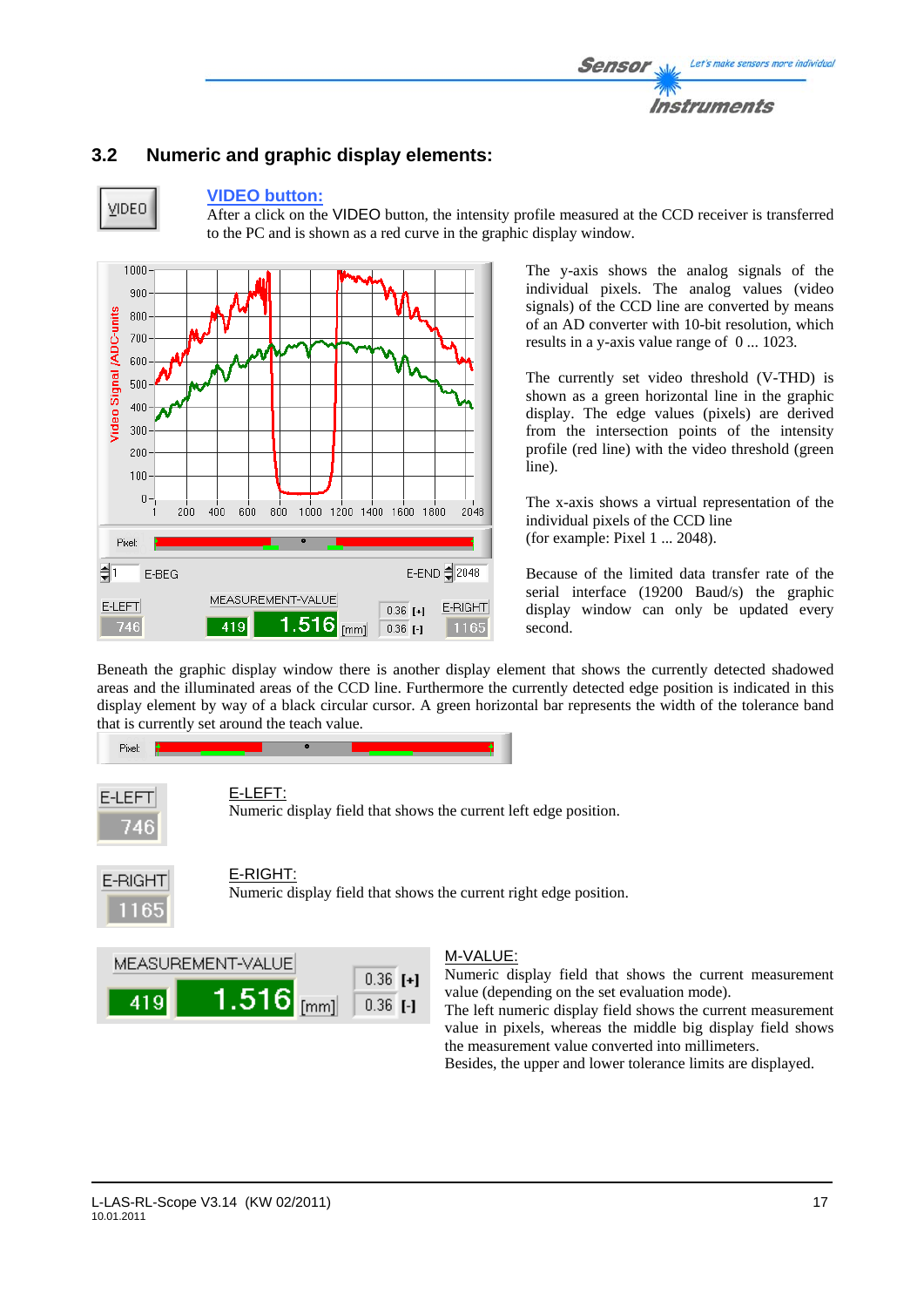## 3.2 Numeric and graphic display elements:

**VIDEO button:**

After a click on the VIDEO button, the intensity profile measured at the CCD receiver is transferred to the PC and is shown as a red curve in the graphic display window.

The y-axis shows the analog signals of the individual pixels. The analog values (video signals) of the CCD line are converted by means of an AD converter with 10-bit resolution, which results in a y-axis value range of 0 ... 1023.

The currently set video threshold (V-THD) is shown as a green horizontal line in the graphic display. The edge values (pixels) are derived from the intersection points of the intensity profile (red line) with the video threshold (green line).

The x-axis shows a virtual representation of the individual pixels of the CCD line (for example: Pixel 1 ... 2048).

Because of the limited data transfer rate of the serial interface (19200 Baud/s) the graphic display window can only be updated every second.

Beneath the graphic display window there is another display element that shows the currently detected shadowed areas and the illuminated areas of the CCD line. Furthermore the currently detected edge position is indicated in this display element by way of a black circular cursor. A green horizontal bar represents the width of the tolerance band that is currently set around the teach value.

**E-LEFT:**

Numeric display field that shows the current left edge position.

**E-RIGHT:**

Numeric display field that shows the current right edge position.

**M-VALUE:**

Numeric display field that shows the current measurement value (depending on the set evaluation mode).

The left numeric display field shows the current measurement value in pixels, whereas the middle big display field shows the measurement value converted into millimeters.

Besides, the upper and lower tolerance limits are displayed.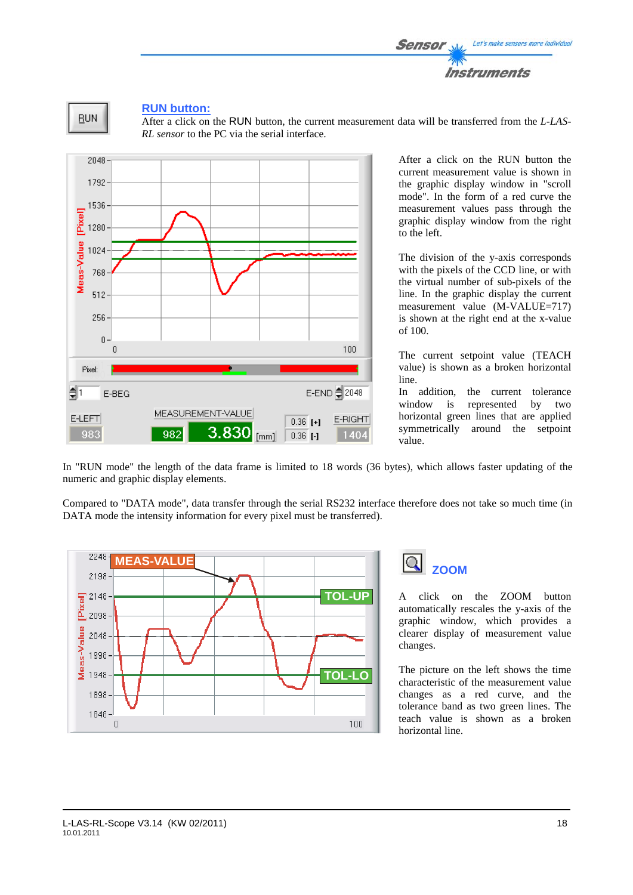RUN

## RUN button:

After a click on the RUN button, the current measurement data will be transferred from the *L-LAS-RL sensor* to the PC via the serial interface.

After a click on the RUN button the current measurement value is shown in the graphic display window in "scroll mode". In the form of a red curve the measurement values pass through the graphic display window from the right to the left.

The division of the y-axis corresponds with the pixels of the CCD line, or with the virtual number of sub-pixels of the line. In the graphic display the current measurement value (M-VALUE=717) is shown at the right end at the x-value of 100.

The current setpoint value (TEACH value) is shown as a broken horizontal line.

In addition, the current tolerance window is represented by two horizontal green lines that are applied symmetrically around the setpoint value.

In "RUN mode" the length of the data frame is limited to 18 words (36 bytes), which allows faster updating of the numeric and graphic display elements.

Compared to "DATA mode", data transfer through the serial RS232 interface therefore does not take so much time (in DATA mode the intensity information for every pixel must be transferred).

## ZOOM

A click on the ZOOM button automatically rescales the y-axis of the graphic window, which provides a clearer display of measurement value changes.

The picture on the left shows the time characteristic of the measurement value changes as a red curve, and the tolerance band as two green lines. The teach value is shown as a broken horizontal line.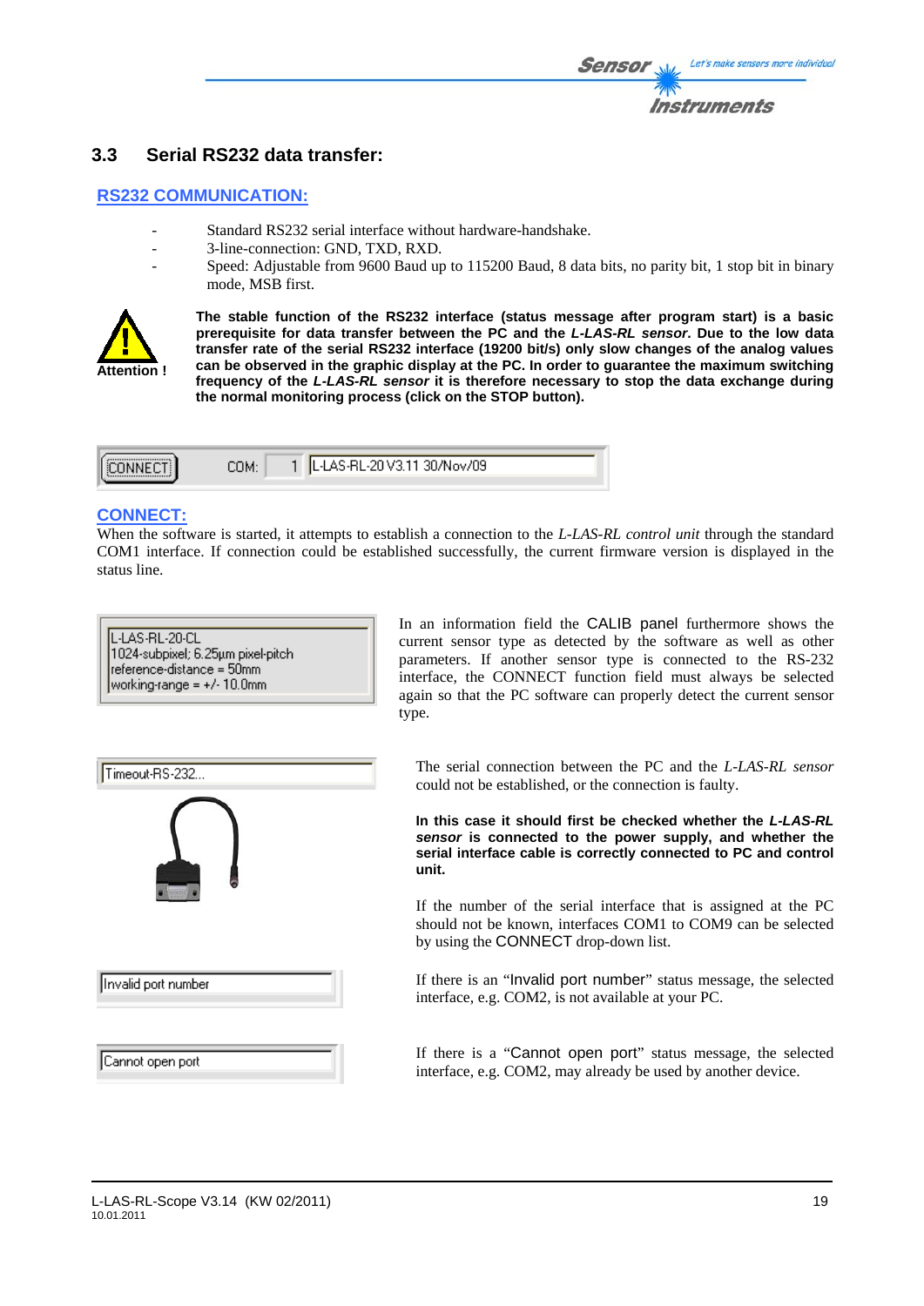## 3.3 Serial RS232 data transfer:

### RS232 COMMUNICATION:

- Standard RS232 serial interface without hardware-handshake.
- 3-line-connection: GND, TXD, RXD.
- Speed: Adjustable from 9600 Baud up to 115200 Baud, 8 data bits, no parity bit, 1 stop bit in binary mode, MSB first.

Attention !

**The stable function of the RS232 interface (status message after program start) is a basic prerequisite for data transfer between the PC and the *L-LAS-RL sensor*. Due to the low data transfer rate of the serial RS232 interface (19200 bit/s) only slow changes of the analog values can be observed in the graphic display at the PC. In order to guarantee the maximum switching frequency of the *L-LAS-RL sensor* it is therefore necessary to stop the data exchange during the normal monitoring process (click on the STOP button).**

CONNECT COM: 1 L-LAS-RL-20 V3.11 30/Nov/09

### CONNECT:

When the software is started, it attempts to establish a connection to the *L-LAS-RL control unit* through the standard COM1 interface. If connection could be established successfully, the current firmware version is displayed in the status line.

L-LAS-RL-20-CL
1024-subpixel; 6.25µm pixel-pitch
reference-distance = 50mm
working-range = +/- 10.0mm

In an information field the CALIB panel furthermore shows the current sensor type as detected by the software as well as other parameters. If another sensor type is connected to the RS-232 interface, the CONNECT function field must always be selected again so that the PC software can properly detect the current sensor type.

Timeout-RS-232...

The serial connection between the PC and the *L-LAS-RL sensor* could not be established, or the connection is faulty.

**In this case it should first be checked whether the *L-LAS-RL sensor* is connected to the power supply, and whether the serial interface cable is correctly connected to PC and control unit.**

If the number of the serial interface that is assigned at the PC should not be known, interfaces COM1 to COM9 can be selected by using the CONNECT drop-down list.

Invalid port number

If there is an "Invalid port number" status message, the selected interface, e.g. COM2, is not available at your PC.

Cannot open port

If there is a "Cannot open port" status message, the selected interface, e.g. COM2, may already be used by another device.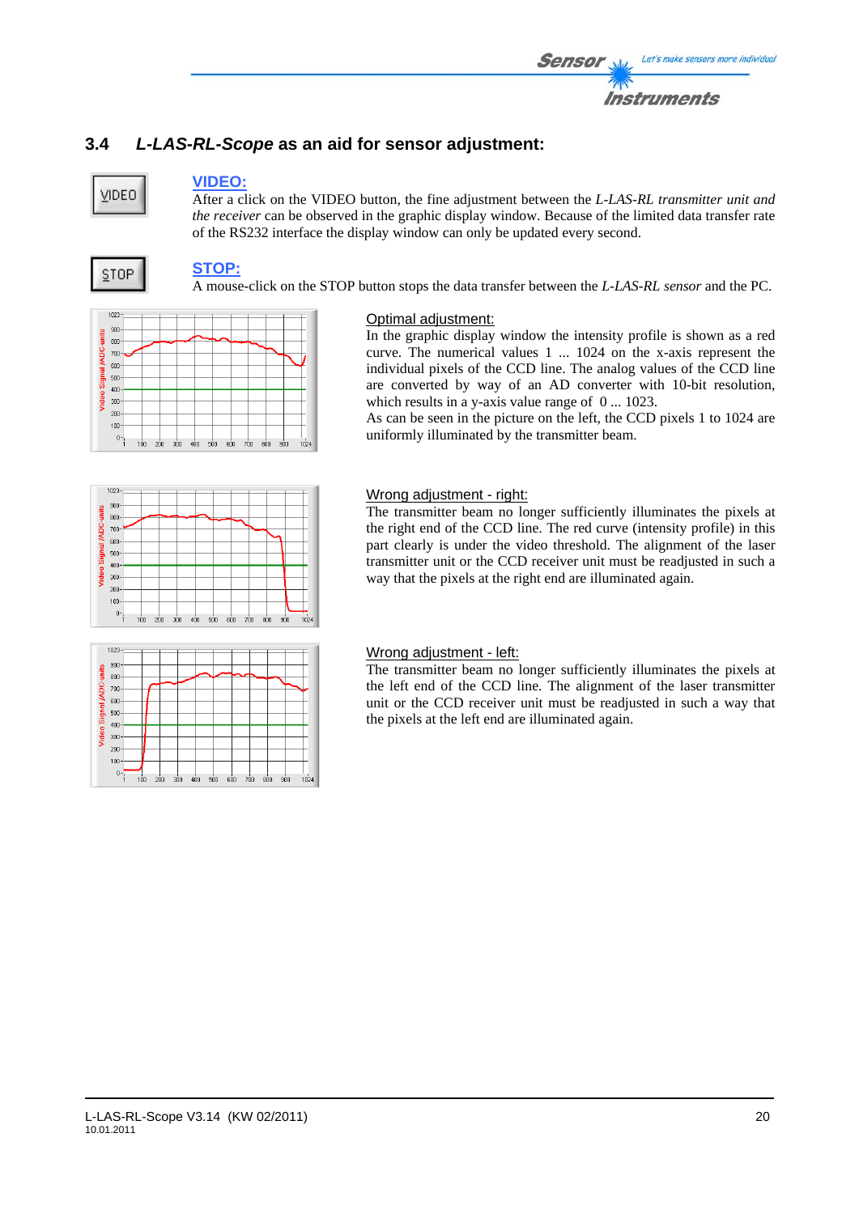## 3.4 *L-LAS-RL-Scope* as an aid for sensor adjustment:

### VIDEO:

After a click on the VIDEO button, the fine adjustment between the *L-LAS-RL transmitter unit and the receiver* can be observed in the graphic display window. Because of the limited data transfer rate of the RS232 interface the display window can only be updated every second.

### STOP:

A mouse-click on the STOP button stops the data transfer between the *L-LAS-RL sensor* and the PC.

Optimal adjustment:

In the graphic display window the intensity profile is shown as a red curve. The numerical values 1 ... 1024 on the x-axis represent the individual pixels of the CCD line. The analog values of the CCD line are converted by way of an AD converter with 10-bit resolution, which results in a y-axis value range of 0 ... 1023.

As can be seen in the picture on the left, the CCD pixels 1 to 1024 are uniformly illuminated by the transmitter beam.

Wrong adjustment - right:

The transmitter beam no longer sufficiently illuminates the pixels at the right end of the CCD line. The red curve (intensity profile) in this part clearly is under the video threshold. The alignment of the laser transmitter unit or the CCD receiver unit must be readjusted in such a way that the pixels at the right end are illuminated again.

Wrong adjustment - left:

The transmitter beam no longer sufficiently illuminates the pixels at the left end of the CCD line. The alignment of the laser transmitter unit or the CCD receiver unit must be readjusted in such a way that the pixels at the left end are illuminated again.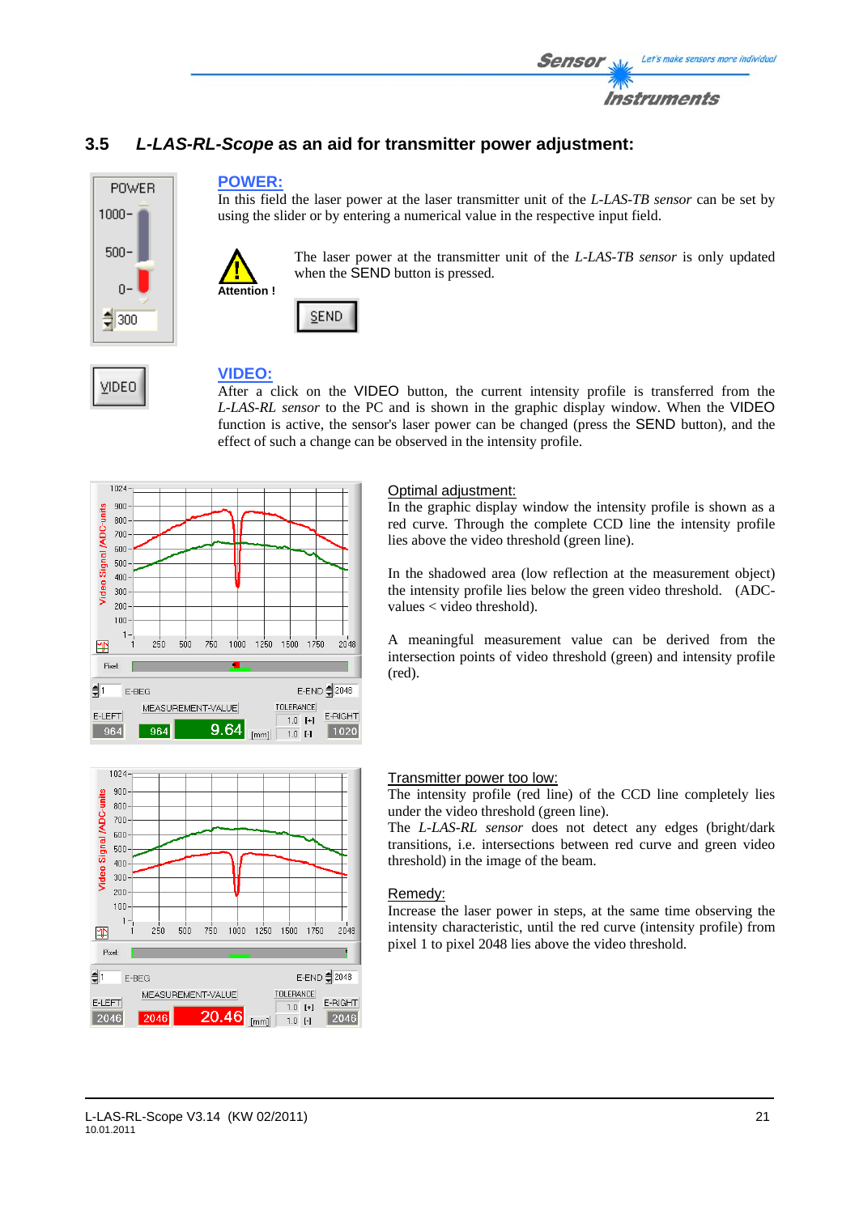## 3.5 *L-LAS-RL-Scope* as an aid for transmitter power adjustment:

**POWER:**
In this field the laser power at the laser transmitter unit of the *L-LAS-TB sensor* can be set by using the slider or by entering a numerical value in the respective input field.

**Attention !**

The laser power at the transmitter unit of the *L-LAS-TB sensor* is only updated when the SEND button is pressed.

**VIDEO:**
After a click on the VIDEO button, the current intensity profile is transferred from the *L-LAS-RL sensor* to the PC and is shown in the graphic display window. When the VIDEO function is active, the sensor's laser power can be changed (press the SEND button), and the effect of such a change can be observed in the intensity profile.

Optimal adjustment:
In the graphic display window the intensity profile is shown as a red curve. Through the complete CCD line the intensity profile lies above the video threshold (green line).

In the shadowed area (low reflection at the measurement object) the intensity profile lies below the green video threshold. (ADC-values < video threshold).

A meaningful measurement value can be derived from the intersection points of video threshold (green) and intensity profile (red).

Transmitter power too low:
The intensity profile (red line) of the CCD line completely lies under the video threshold (green line).
The *L-LAS-RL sensor* does not detect any edges (bright/dark transitions, i.e. intersections between red curve and green video threshold) in the image of the beam.

Remedy:
Increase the laser power in steps, at the same time observing the intensity characteristic, until the red curve (intensity profile) from pixel 1 to pixel 2048 lies above the video threshold.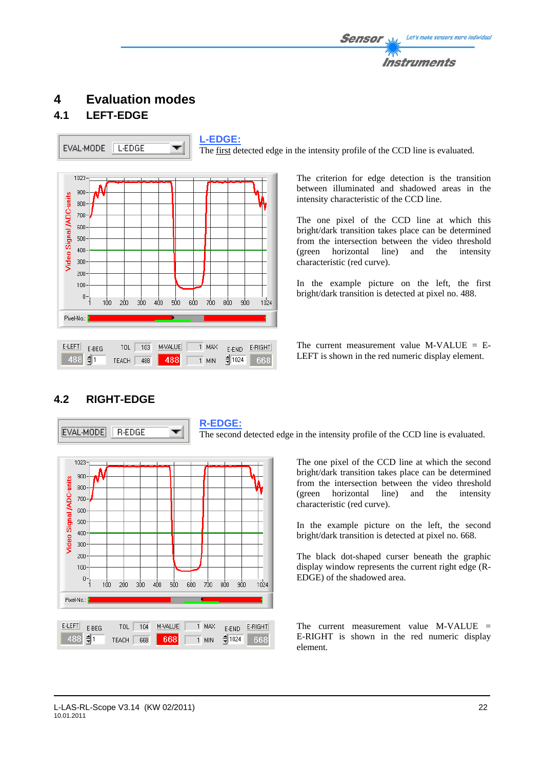# 4 Evaluation modes

## 4.1 LEFT-EDGE

EVAL-MODE L-EDGE

**L-EDGE:**
The first detected edge in the intensity profile of the CCD line is evaluated.

The criterion for edge detection is the transition between illuminated and shadowed areas in the intensity characteristic of the CCD line.

The one pixel of the CCD line at which this bright/dark transition takes place can be determined from the intersection between the video threshold (green horizontal line) and the intensity characteristic (red curve).

In the example picture on the left, the first bright/dark transition is detected at pixel no. 488.

The current measurement value M-VALUE = E-LEFT is shown in the red numeric display element.

## 4.2 RIGHT-EDGE

EVAL-MODE R-EDGE

**R-EDGE:**
The second detected edge in the intensity profile of the CCD line is evaluated.

The one pixel of the CCD line at which the second bright/dark transition takes place can be determined from the intersection between the video threshold (green horizontal line) and the intensity characteristic (red curve).

In the example picture on the left, the second bright/dark transition is detected at pixel no. 668.

The black dot-shaped curser beneath the graphic display window represents the current right edge (R-EDGE) of the shadowed area.

The current measurement value M-VALUE = E-RIGHT is shown in the red numeric display element.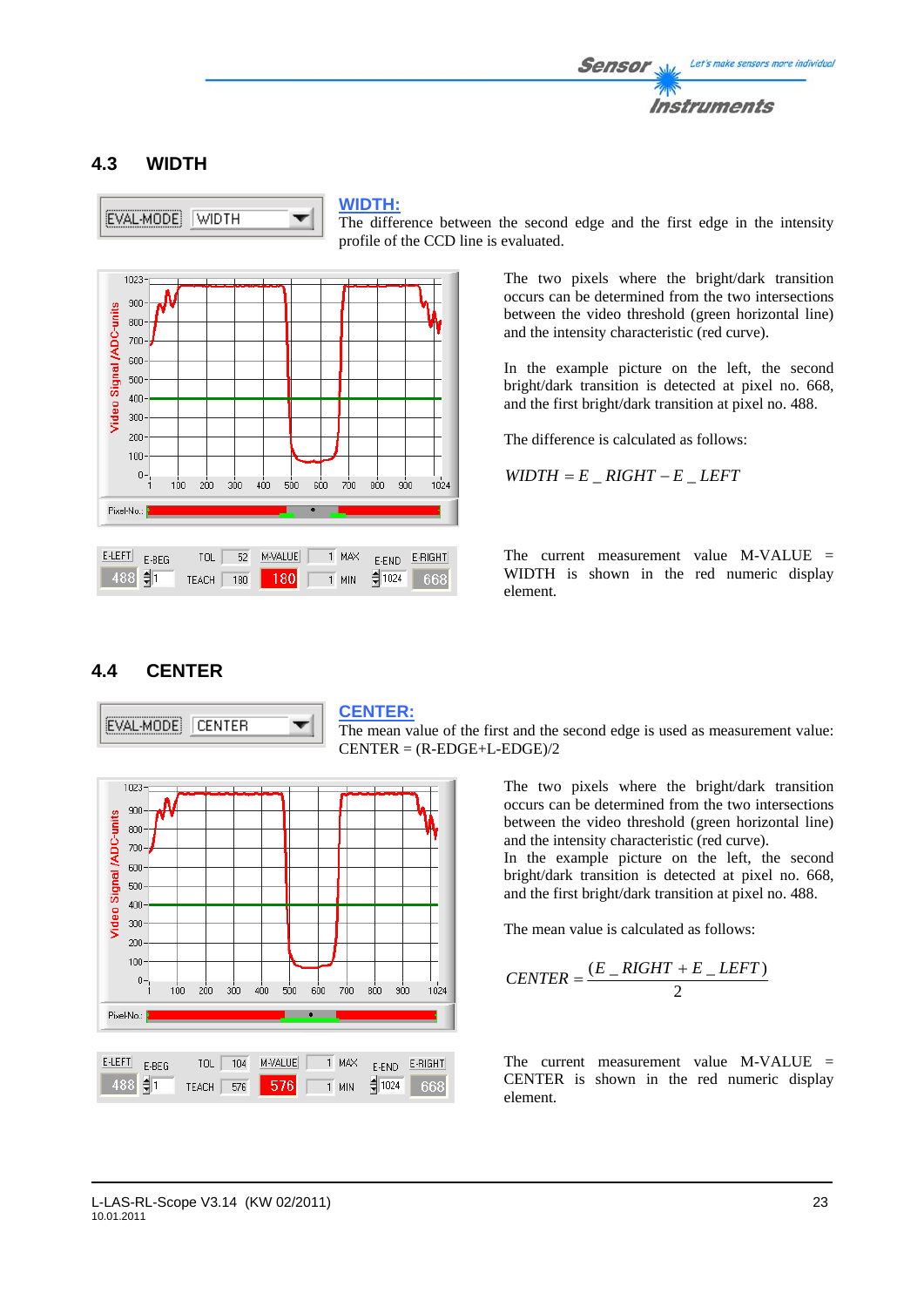## 4.3 WIDTH

**WIDTH:**
The difference between the second edge and the first edge in the intensity profile of the CCD line is evaluated.

The two pixels where the bright/dark transition occurs can be determined from the two intersections between the video threshold (green horizontal line) and the intensity characteristic (red curve).

In the example picture on the left, the second bright/dark transition is detected at pixel no. 668, and the first bright/dark transition at pixel no. 488.

The difference is calculated as follows:

$$WIDTH = E\_RIGHT - E\_LEFT$$

The current measurement value M-VALUE = WIDTH is shown in the red numeric display element.

## 4.4 CENTER

**CENTER:**
The mean value of the first and the second edge is used as measurement value:
CENTER = (R-EDGE+L-EDGE)/2

The two pixels where the bright/dark transition occurs can be determined from the two intersections between the video threshold (green horizontal line) and the intensity characteristic (red curve).
In the example picture on the left, the second bright/dark transition is detected at pixel no. 668, and the first bright/dark transition at pixel no. 488.

The mean value is calculated as follows:

$$CENTER = \frac{(E\_RIGHT + E\_LEFT)}{2}$$

The current measurement value M-VALUE = CENTER is shown in the red numeric display element.

L-LAS-RL-Scope V3.14 (KW 02/2011)
10.01.2011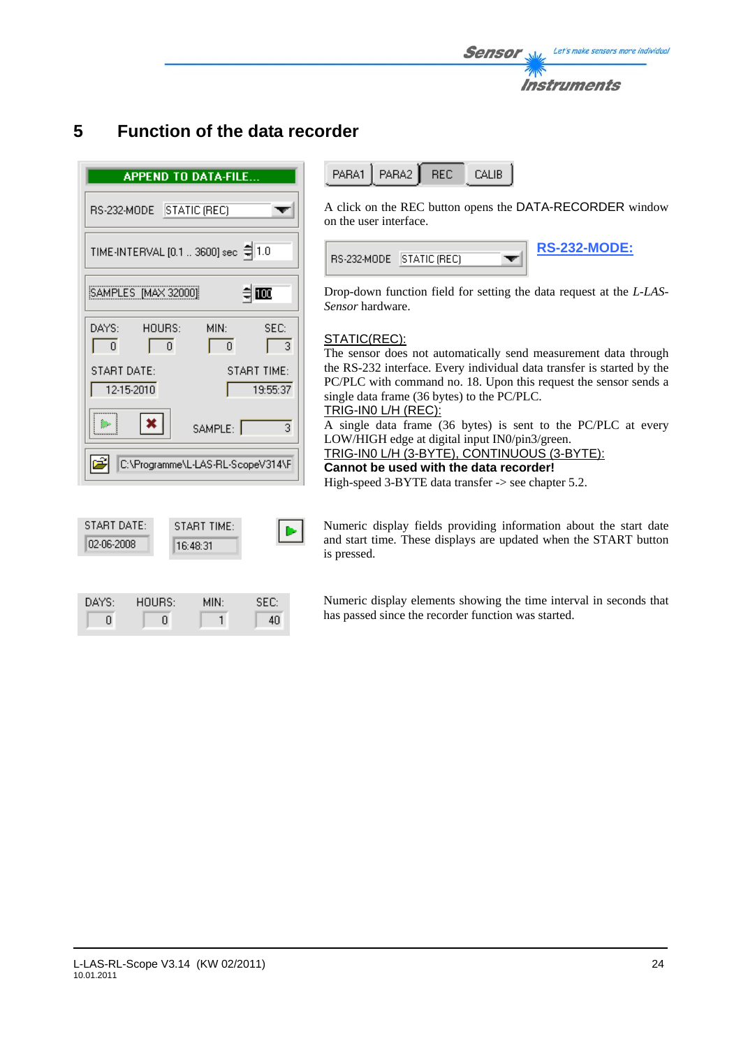# 5 Function of the data recorder

A click on the REC button opens the DATA-RECORDER window on the user interface.

**RS-232-MODE:**

Drop-down function field for setting the data request at the *L-LAS-Sensor* hardware.

STATIC(REC):
The sensor does not automatically send measurement data through the RS-232 interface. Every individual data transfer is started by the PC/PLC with command no. 18. Upon this request the sensor sends a single data frame (36 bytes) to the PC/PLC.

TRIG-IN0 L/H (REC):
A single data frame (36 bytes) is sent to the PC/PLC at every LOW/HIGH edge at digital input IN0/pin3/green.

TRIG-IN0 L/H (3-BYTE), CONTINUOUS (3-BYTE):
**Cannot be used with the data recorder!**
High-speed 3-BYTE data transfer -> see chapter 5.2.

Numeric display fields providing information about the start date and start time. These displays are updated when the START button is pressed.

Numeric display elements showing the time interval in seconds that has passed since the recorder function was started.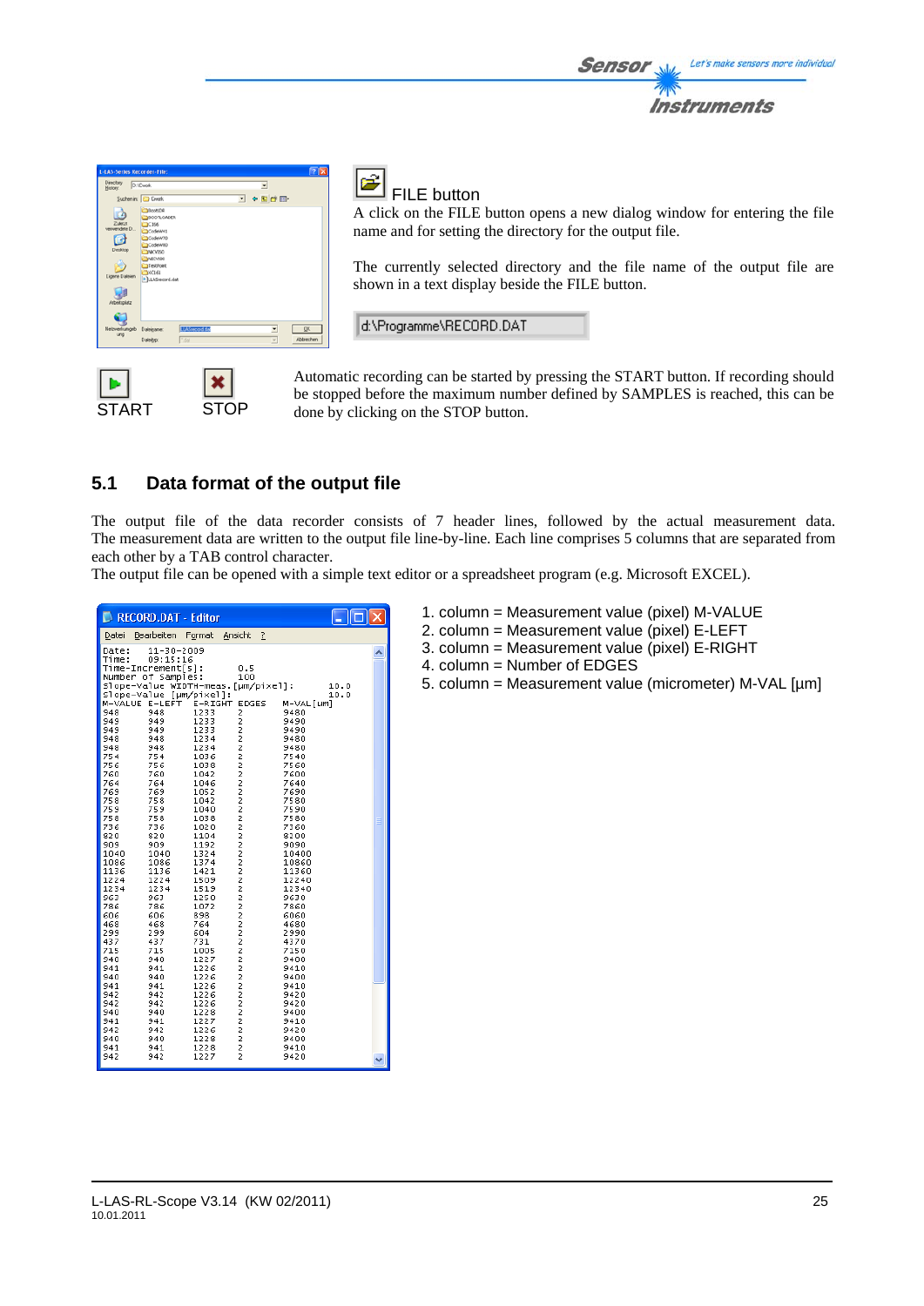FILE button

A click on the FILE button opens a new dialog window for entering the file name and for setting the directory for the output file.

The currently selected directory and the file name of the output file are shown in a text display beside the FILE button.

d:\Programme\RECORD.DAT

START STOP

Automatic recording can be started by pressing the START button. If recording should be stopped before the maximum number defined by SAMPLES is reached, this can be done by clicking on the STOP button.

## 5.1 Data format of the output file

The output file of the data recorder consists of 7 header lines, followed by the actual measurement data. The measurement data are written to the output file line-by-line. Each line comprises 5 columns that are separated from each other by a TAB control character.
The output file can be opened with a simple text editor or a spreadsheet program (e.g. Microsoft EXCEL).

```
Date:     11-30-2009
Time:     09:15:16
Time-Increment[s]:        0.5
Number of Samples:        100
Slope-Value WIDTH-meas.[µm/pixel]:        10.0
Slope-Value [µm/pixel]:                   10.0
M-VALUE E-LEFT  E-RIGHT EDGES   M-VAL[µm]
948     948     1233    2       9480
949     949     1233    2       9490
949     949     1233    2       9490
948     948     1234    2       9480
948     948     1234    2       9480
754     754     1036    2       7540
756     756     1038    2       7560
760     760     1042    2       7600
764     764     1046    2       7640
769     769     1052    2       7690
758     758     1042    2       7580
759     759     1040    2       7590
758     758     1038    2       7580
736     736     1020    2       7360
820     820     1104    2       8200
909     909     1192    2       9090
1040    1040    1324    2       10400
1086    1086    1374    2       10860
1136    1136    1421    2       11360
1224    1224    1509    2       12240
1234    1234    1519    2       12340
963     963     1250    2       9630
786     786     1072    2       7860
606     606     898     2       6060
468     468     764     2       4680
299     299     604     2       2990
437     437     731     2       4370
715     715     1005    2       7150
940     940     1227    2       9400
941     941     1226    2       9410
940     940     1226    2       9400
941     941     1226    2       9410
942     942     1226    2       9420
942     942     1226    2       9420
940     940     1228    2       9400
941     941     1227    2       9410
942     942     1226    2       9420
940     940     1228    2       9400
941     941     1228    2       9410
942     942     1227    2       9420
```

1. column = Measurement value (pixel) M-VALUE
2. column = Measurement value (pixel) E-LEFT
3. column = Measurement value (pixel) E-RIGHT
4. column = Number of EDGES
5. column = Measurement value (micrometer) M-VAL [µm]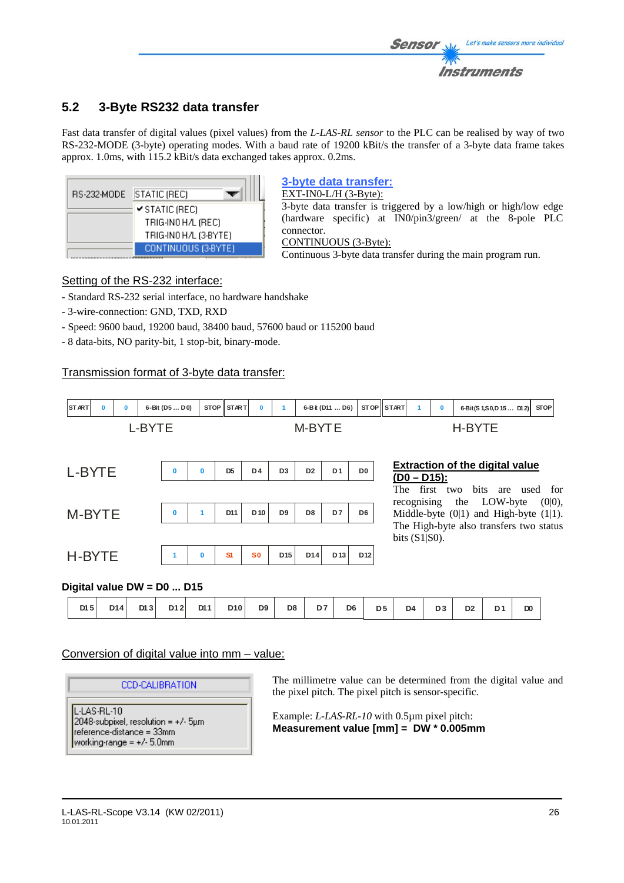## 5.2 3-Byte RS232 data transfer

Fast data transfer of digital values (pixel values) from the *L-LAS-RL sensor* to the PLC can be realised by way of two RS-232-MODE (3-byte) operating modes. With a baud rate of 19200 kBit/s the transfer of a 3-byte data frame takes approx. 1.0ms, with 115.2 kBit/s data exchanged takes approx. 0.2ms.

RS-232-MODE: STATIC (REC)
- ✔ STATIC (REC)
- TRIG-IN0 H/L (REC)
- TRIG-IN0 H/L (3-BYTE)
- CONTINUOUS (3-BYTE)

**3-byte data transfer:**

EXT-IN0-L/H (3-Byte):
3-byte data transfer is triggered by a low/high or high/low edge (hardware specific) at IN0/pin3/green/ at the 8-pole PLC connector.

CONTINUOUS (3-Byte):
Continuous 3-byte data transfer during the main program run.

### Setting of the RS-232 interface:

- Standard RS-232 serial interface, no hardware handshake
- 3-wire-connection: GND, TXD, RXD
- Speed: 9600 baud, 19200 baud, 38400 baud, 57600 baud or 115200 baud
- 8 data-bits, NO parity-bit, 1 stop-bit, binary-mode.

### Transmission format of 3-byte data transfer:

| START | 0 | 0 | 6-Bit (D5 ... D0) | STOP | START | 0 | 1 | 6-Bit (D11 ... D6) | STOP | START | 1 | 0 | 6-Bit(S1,S0,D15 ... D12) | STOP |
|---|---|---|---|---|---|---|---|---|---|---|---|---|---|---|
| L-BYTE | | | | | M-BYTE | | | | | H-BYTE | | | | |

| | | | | | | | | |
|---|---|---|---|---|---|---|---|---|
| L-BYTE | 0 | 0 | D5 | D4 | D3 | D2 | D1 | D0 |
| M-BYTE | 0 | 1 | D11 | D10 | D9 | D8 | D7 | D6 |
| H-BYTE | 1 | 0 | S1 | S0 | D15 | D14 | D13 | D12 |

**Extraction of the digital value (D0 – D15):**

The first two bits are used for recognising the LOW-byte (0|0), Middle-byte (0|1) and High-byte (1|1). The High-byte also transfers two status bits (S1|S0).

**Digital value DW = D0 ... D15**

| D15 | D14 | D13 | D12 | D11 | D10 | D9 | D8 | D7 | D6 | D5 | D4 | D3 | D2 | D1 | D0 |
|---|---|---|---|---|---|---|---|---|---|---|---|---|---|---|---|

### Conversion of digital value into mm – value:

CCD-CALIBRATION
L-LAS-RL-10
2048-subpixel, resolution = +/- 5µm
reference-distance = 33mm
working-range = +/- 5.0mm

The millimetre value can be determined from the digital value and the pixel pitch. The pixel pitch is sensor-specific.

Example: *L-LAS-RL-10* with 0.5µm pixel pitch:
**Measurement value [mm] = DW * 0.005mm**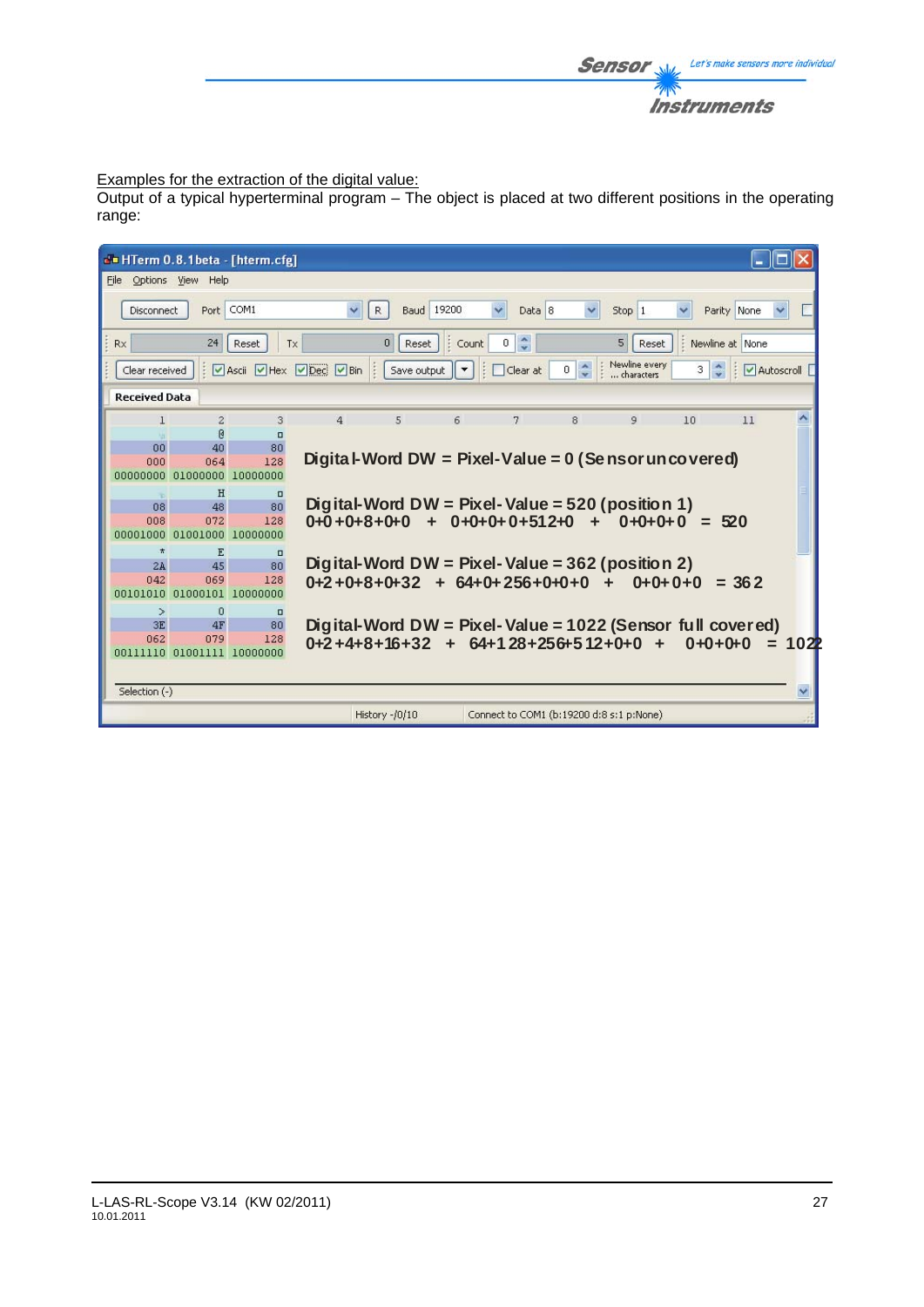Examples for the extraction of the digital value:

Output of a typical hyperterminal program – The object is placed at two different positions in the operating range:

HTerm 0.8.1beta - [hterm.cfg]

| 1 | 2 | 3 |
|---|---|---|
| | @ | □ |
| 00 | 40 | 80 |
| 000 | 064 | 128 |
| 00000000 | 01000000 | 10000000 |

Digital-Word DW = Pixel-Value = 0 (Sensor uncovered)

| 1 | 2 | 3 |
|---|---|---|
| | H | □ |
| 08 | 48 | 80 |
| 008 | 072 | 128 |
| 00001000 | 01001000 | 10000000 |

Digital-Word DW = Pixel-Value = 520 (position 1)

0+0+0+8+0+0 + 0+0+0+0+512+0 + 0+0+0+0 = 520

| 1 | 2 | 3 |
|---|---|---|
| * | E | □ |
| 2A | 45 | 80 |
| 042 | 069 | 128 |
| 00101010 | 01000101 | 10000000 |

Digital-Word DW = Pixel-Value = 362 (position 2)

0+2+0+8+0+32 + 64+0+256+0+0+0 + 0+0+0+0 = 362

| 1 | 2 | 3 |
|---|---|---|
| > | O | □ |
| 3E | 4F | 80 |
| 062 | 079 | 128 |
| 00111110 | 01001111 | 10000000 |

Digital-Word DW = Pixel-Value = 1022 (Sensor full covered)

0+2+4+8+16+32 + 64+128+256+512+0+0 + 0+0+0+0 = 1022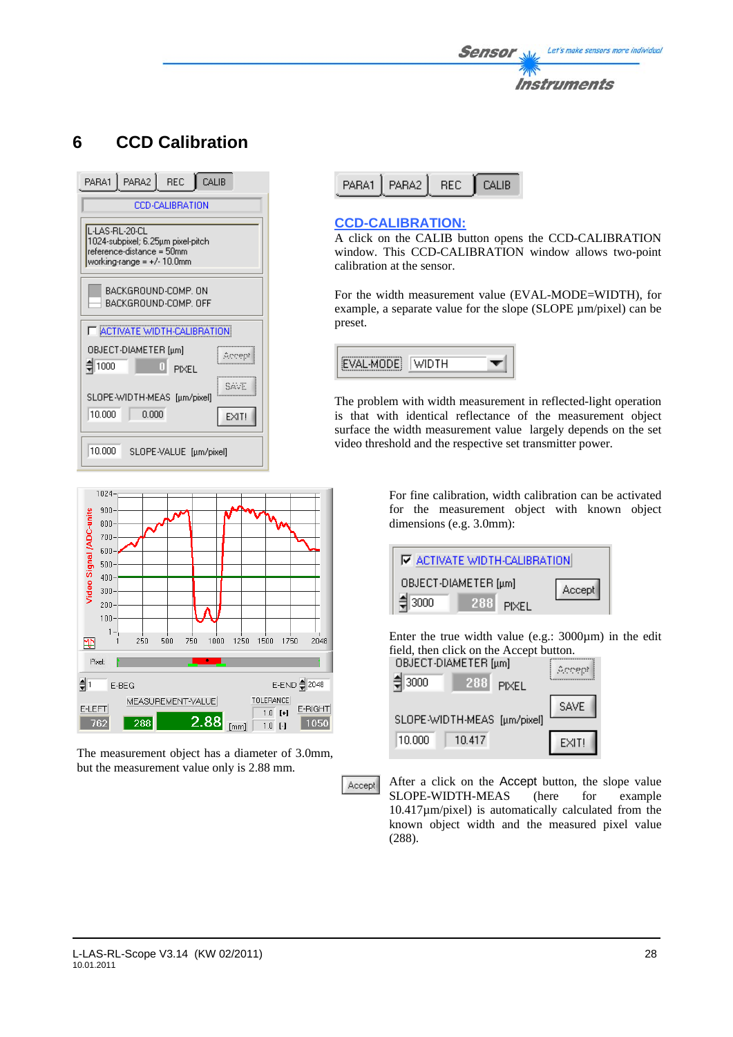# 6 CCD Calibration

## CCD-CALIBRATION:

A click on the CALIB button opens the CCD-CALIBRATION window. This CCD-CALIBRATION window allows two-point calibration at the sensor.

For the width measurement value (EVAL-MODE=WIDTH), for example, a separate value for the slope (SLOPE µm/pixel) can be preset.

The problem with width measurement in reflected-light operation is that with identical reflectance of the measurement object surface the width measurement value largely depends on the set video threshold and the respective set transmitter power.

The measurement object has a diameter of 3.0mm, but the measurement value only is 2.88 mm.

For fine calibration, width calibration can be activated for the measurement object with known object dimensions (e.g. 3.0mm):

Enter the true width value (e.g.: 3000µm) in the edit field, then click on the Accept button.

After a click on the Accept button, the slope value SLOPE-WIDTH-MEAS (here for example 10.417µm/pixel) is automatically calculated from the known object width and the measured pixel value (288).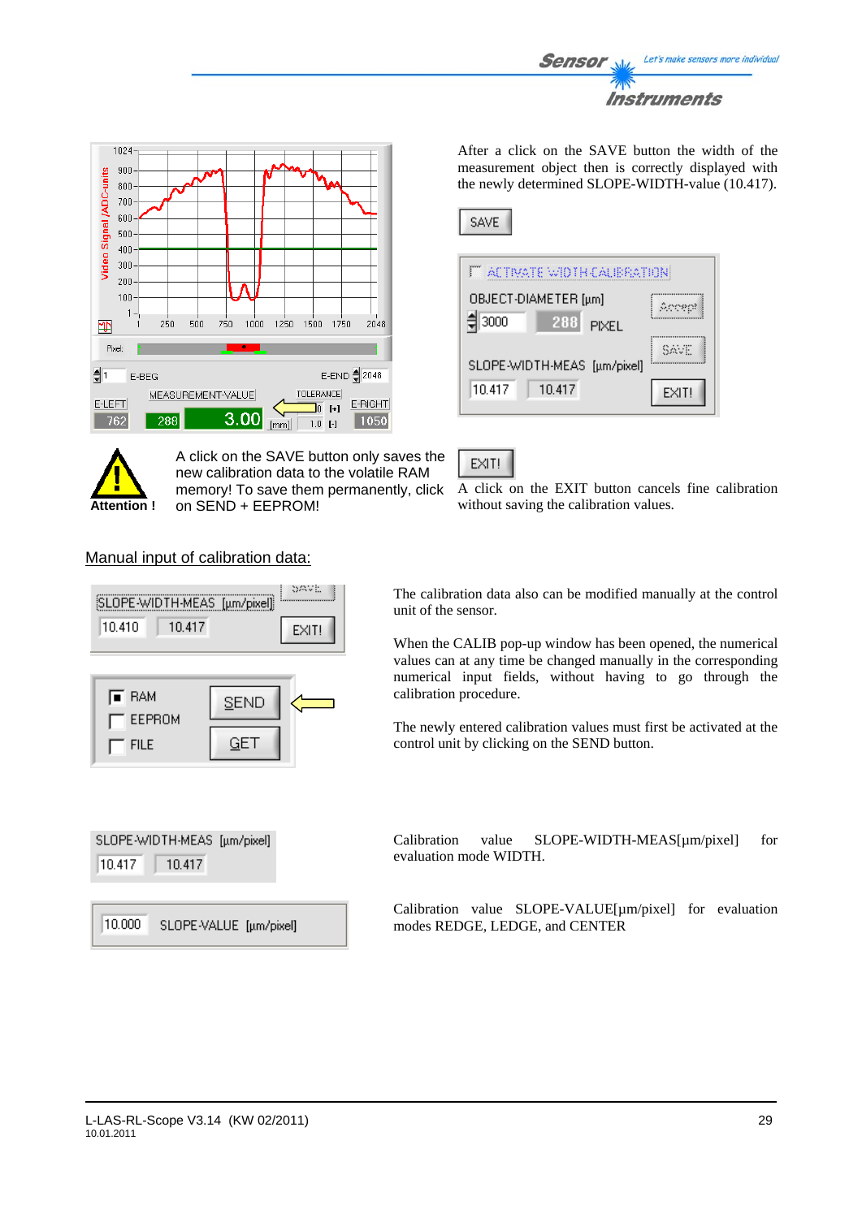After a click on the SAVE button the width of the measurement object then is correctly displayed with the newly determined SLOPE-WIDTH-value (10.417).

A click on the SAVE button only saves the new calibration data to the volatile RAM memory! To save them permanently, click on SEND + EEPROM!

A click on the EXIT button cancels fine calibration without saving the calibration values.

## Manual input of calibration data:

The calibration data also can be modified manually at the control unit of the sensor.

When the CALIB pop-up window has been opened, the numerical values can at any time be changed manually in the corresponding numerical input fields, without having to go through the calibration procedure.

The newly entered calibration values must first be activated at the control unit by clicking on the SEND button.

Calibration value SLOPE-WIDTH-MEAS[µm/pixel] for evaluation mode WIDTH.

Calibration value SLOPE-VALUE[µm/pixel] for evaluation modes REDGE, LEDGE, and CENTER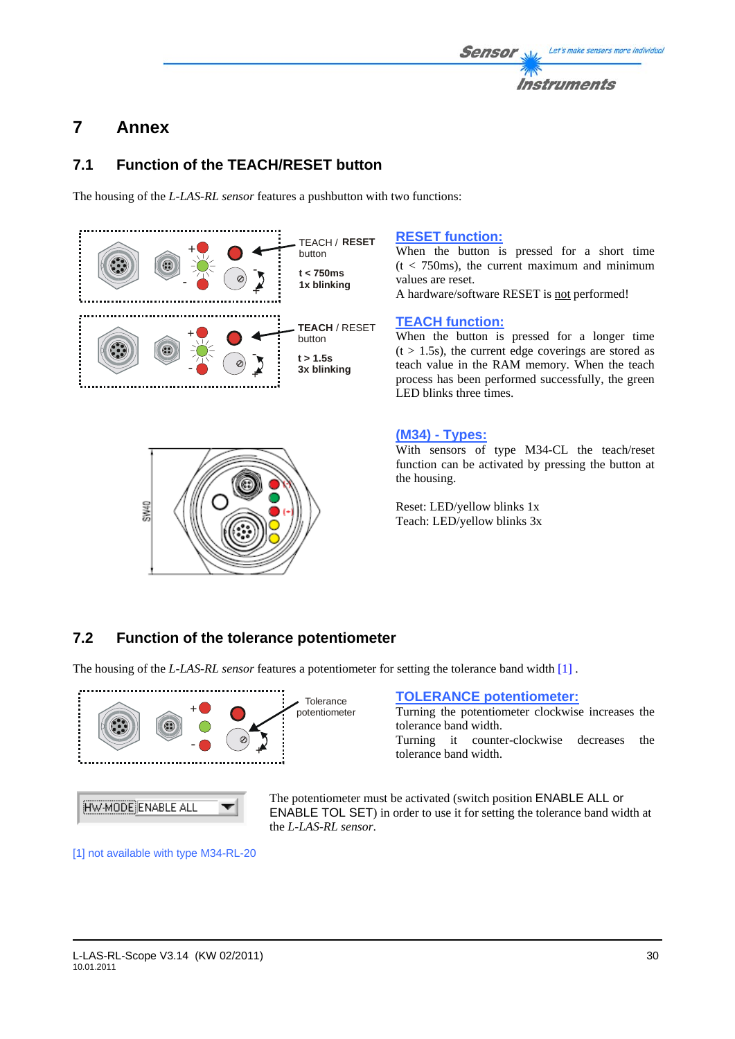# 7 Annex

## 7.1 Function of the TEACH/RESET button

The housing of the *L-LAS-RL sensor* features a pushbutton with two functions:

TEACH / **RESET** button

**t < 750ms**
**1x blinking**

**TEACH** / RESET button

**t > 1.5s**
**3x blinking**

**RESET function:**

When the button is pressed for a short time (t < 750ms), the current maximum and minimum values are reset.
A hardware/software RESET is not performed!

**TEACH function:**

When the button is pressed for a longer time (t > 1.5s), the current edge coverings are stored as teach value in the RAM memory. When the teach process has been performed successfully, the green LED blinks three times.

**(M34) - Types:**

With sensors of type M34-CL the teach/reset function can be activated by pressing the button at the housing.

Reset: LED/yellow blinks 1x
Teach: LED/yellow blinks 3x

## 7.2 Function of the tolerance potentiometer

The housing of the *L-LAS-RL sensor* features a potentiometer for setting the tolerance band width [1] .

Tolerance potentiometer

**TOLERANCE potentiometer:**

Turning the potentiometer clockwise increases the tolerance band width.
Turning it counter-clockwise decreases the tolerance band width.

HW-MODE ENABLE ALL

The potentiometer must be activated (switch position ENABLE ALL or ENABLE TOL SET) in order to use it for setting the tolerance band width at the *L-LAS-RL sensor*.

[1] not available with type M34-RL-20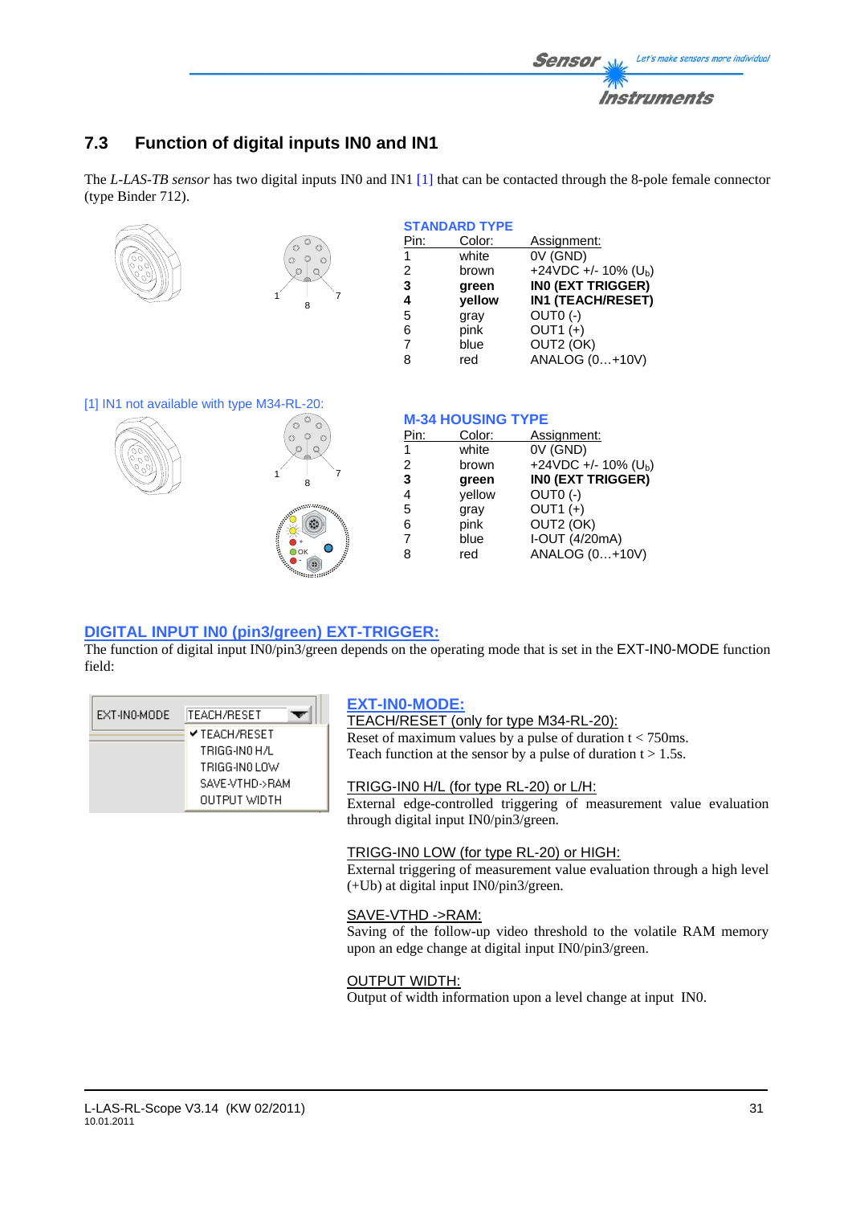## 7.3 Function of digital inputs IN0 and IN1

The *L-LAS-TB sensor* has two digital inputs IN0 and IN1 [1] that can be contacted through the 8-pole female connector (type Binder 712).

**STANDARD TYPE**

| Pin: | Color: | Assignment: |
|---|---|---|
| 1 | white | 0V (GND) |
| 2 | brown | +24VDC +/- 10% ($U_b$) |
| **3** | **green** | **IN0 (EXT TRIGGER)** |
| **4** | **yellow** | **IN1 (TEACH/RESET)** |
| 5 | gray | OUT0 (-) |
| 6 | pink | OUT1 (+) |
| 7 | blue | OUT2 (OK) |
| 8 | red | ANALOG (0…+10V) |

[1] IN1 not available with type M34-RL-20:

**M-34 HOUSING TYPE**

| Pin: | Color: | Assignment: |
|---|---|---|
| 1 | white | 0V (GND) |
| 2 | brown | +24VDC +/- 10% ($U_b$) |
| **3** | **green** | **IN0 (EXT TRIGGER)** |
| 4 | yellow | OUT0 (-) |
| 5 | gray | OUT1 (+) |
| 6 | pink | OUT2 (OK) |
| 7 | blue | I-OUT (4/20mA) |
| 8 | red | ANALOG (0…+10V) |

### DIGITAL INPUT IN0 (pin3/green) EXT-TRIGGER:

The function of digital input IN0/pin3/green depends on the operating mode that is set in the EXT-IN0-MODE function field:

EXT-IN0-MODE: TEACH/RESET
- ✔ TEACH/RESET
- TRIGG-IN0 H/L
- TRIGG-IN0 LOW
- SAVE-VTHD->RAM
- OUTPUT WIDTH

**EXT-IN0-MODE:**

TEACH/RESET (only for type M34-RL-20):
Reset of maximum values by a pulse of duration t < 750ms.
Teach function at the sensor by a pulse of duration t > 1.5s.

TRIGG-IN0 H/L (for type RL-20) or L/H:
External edge-controlled triggering of measurement value evaluation through digital input IN0/pin3/green.

TRIGG-IN0 LOW (for type RL-20) or HIGH:
External triggering of measurement value evaluation through a high level (+Ub) at digital input IN0/pin3/green.

SAVE-VTHD ->RAM:
Saving of the follow-up video threshold to the volatile RAM memory upon an edge change at digital input IN0/pin3/green.

OUTPUT WIDTH:
Output of width information upon a level change at input IN0.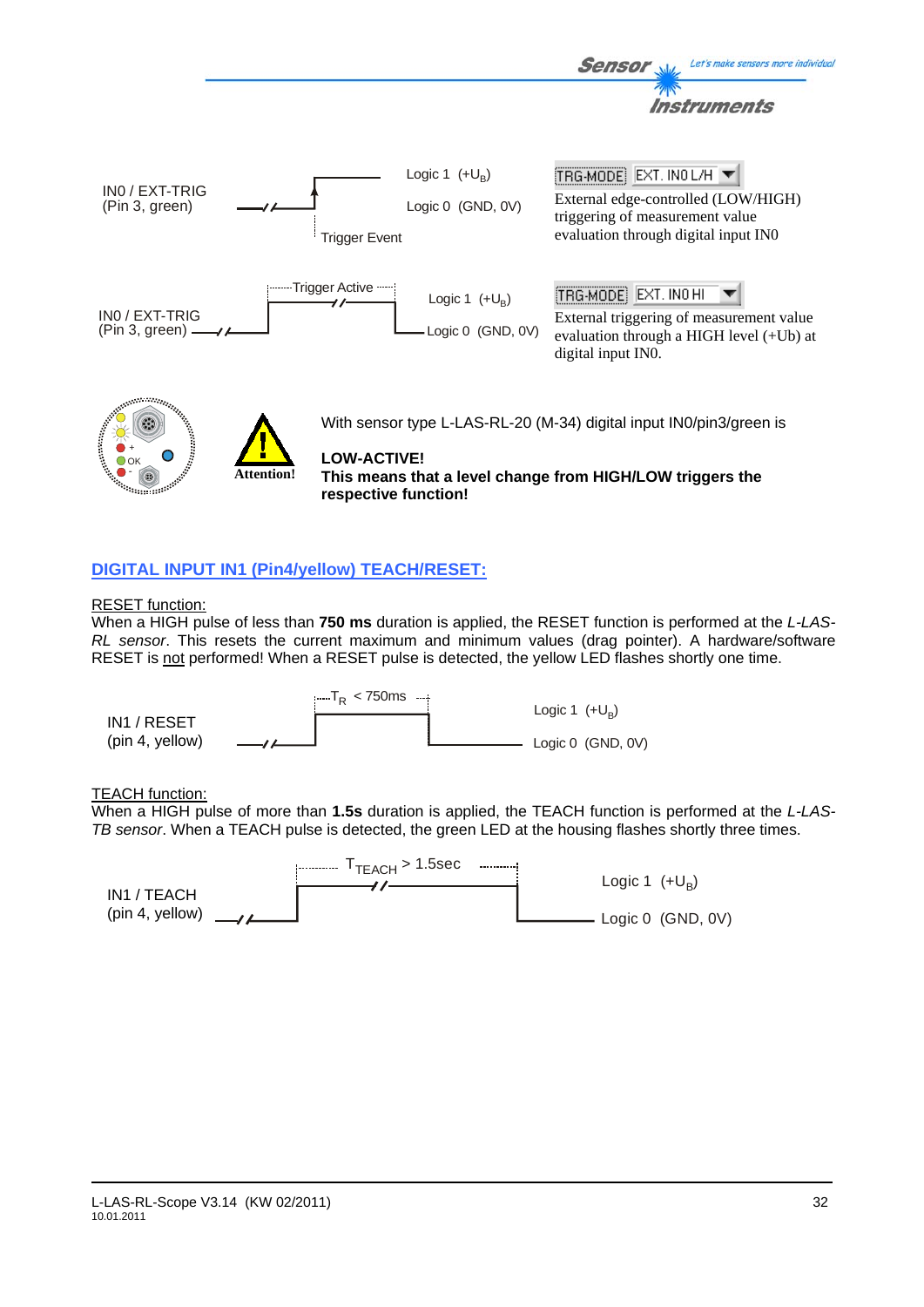IN0 / EXT-TRIG
(Pin 3, green)

Logic 1 (+$U_B$)

Logic 0 (GND, 0V)

Trigger Event

TRG-MODE: EXT. IN0 L/H

External edge-controlled (LOW/HIGH) triggering of measurement value evaluation through digital input IN0

IN0 / EXT-TRIG
(Pin 3, green)

Trigger Active

Logic 1 (+$U_B$)

Logic 0 (GND, 0V)

TRG-MODE: EXT. IN0 HI

External triggering of measurement value evaluation through a HIGH level (+Ub) at digital input IN0.

Attention!

With sensor type L-LAS-RL-20 (M-34) digital input IN0/pin3/green is

**LOW-ACTIVE!**
**This means that a level change from HIGH/LOW triggers the respective function!**

## DIGITAL INPUT IN1 (Pin4/yellow) TEACH/RESET:

RESET function:
When a HIGH pulse of less than **750 ms** duration is applied, the RESET function is performed at the *L-LAS-RL sensor*. This resets the current maximum and minimum values (drag pointer). A hardware/software RESET is not performed! When a RESET pulse is detected, the yellow LED flashes shortly one time.

IN1 / RESET
(pin 4, yellow)

$T_R$ < 750ms

Logic 1 (+$U_B$)

Logic 0 (GND, 0V)

TEACH function:
When a HIGH pulse of more than **1.5s** duration is applied, the TEACH function is performed at the *L-LAS-TB sensor*. When a TEACH pulse is detected, the green LED at the housing flashes shortly three times.

IN1 / TEACH
(pin 4, yellow)

$T_{TEACH}$ > 1.5sec

Logic 1 (+$U_B$)

Logic 0 (GND, 0V)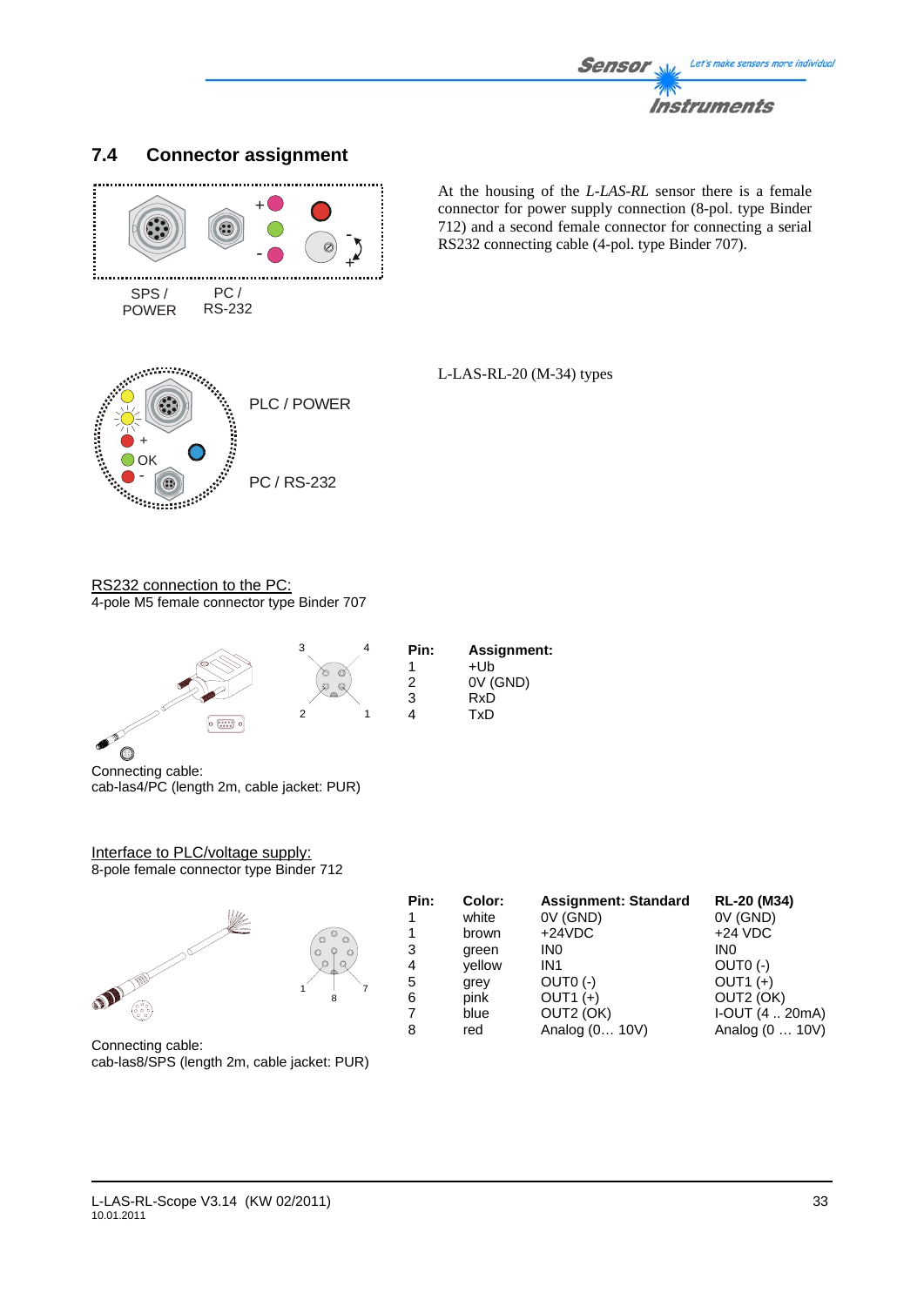## 7.4 Connector assignment

SPS / POWER

PC / RS-232

At the housing of the *L-LAS-RL* sensor there is a female connector for power supply connection (8-pol. type Binder 712) and a second female connector for connecting a serial RS232 connecting cable (4-pol. type Binder 707).

PLC / POWER

PC / RS-232

L-LAS-RL-20 (M-34) types

RS232 connection to the PC:
4-pole M5 female connector type Binder 707

| Pin: | Assignment: |
|---|---|
| 1 | +Ub |
| 2 | 0V (GND) |
| 3 | RxD |
| 4 | TxD |

Connecting cable:
cab-las4/PC (length 2m, cable jacket: PUR)

Interface to PLC/voltage supply:
8-pole female connector type Binder 712

| Pin: | Color: | Assignment: Standard | RL-20 (M34) |
|---|---|---|---|
| 1 | white | 0V (GND) | 0V (GND) |
| 1 | brown | +24VDC | +24 VDC |
| 3 | green | IN0 | IN0 |
| 4 | yellow | IN1 | OUT0 (-) |
| 5 | grey | OUT0 (-) | OUT1 (+) |
| 6 | pink | OUT1 (+) | OUT2 (OK) |
| 7 | blue | OUT2 (OK) | I-OUT (4 .. 20mA) |
| 8 | red | Analog (0… 10V) | Analog (0 … 10V) |

Connecting cable:
cab-las8/SPS (length 2m, cable jacket: PUR)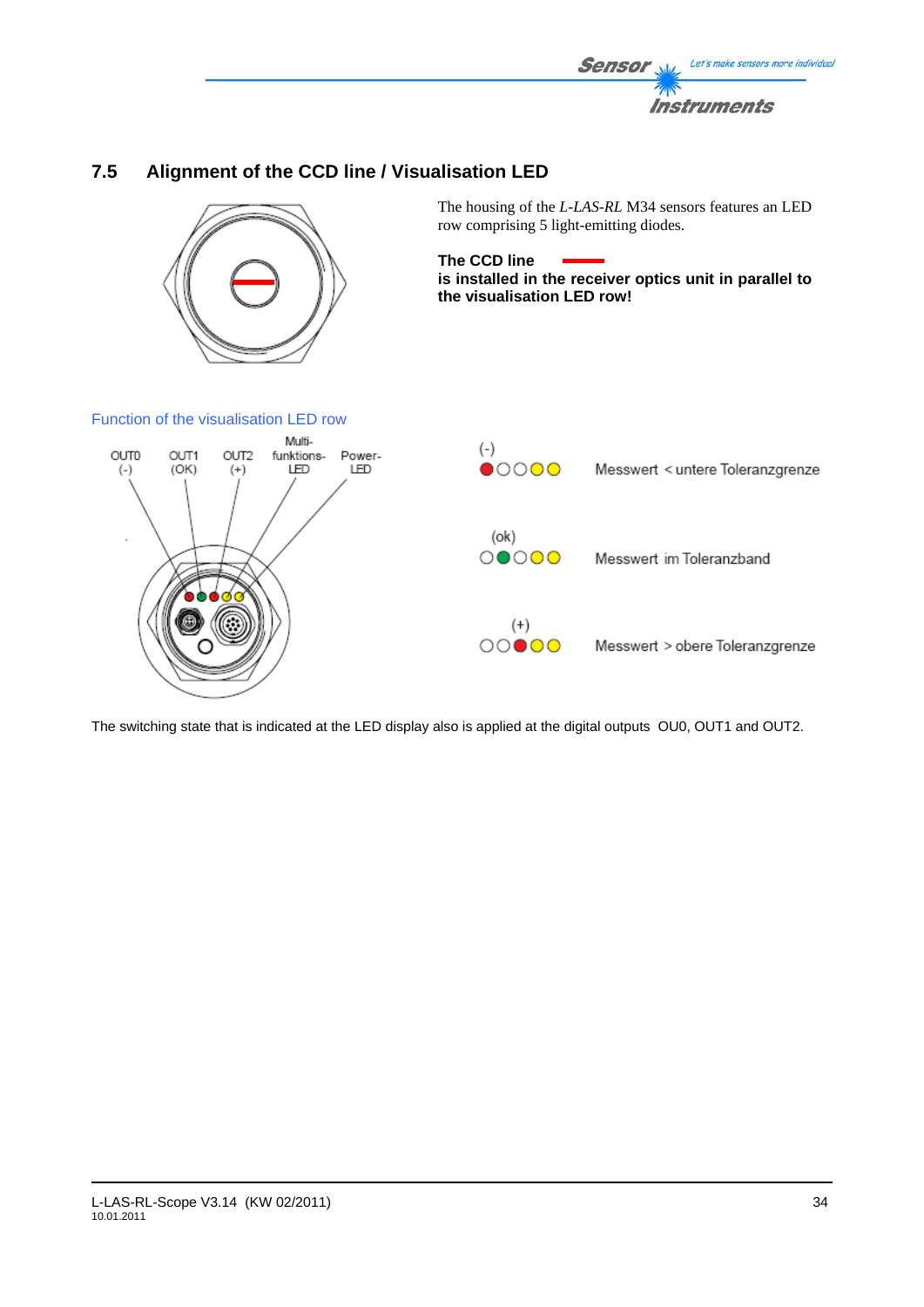## 7.5 Alignment of the CCD line / Visualisation LED

The housing of the *L-LAS-RL* M34 sensors features an LED row comprising 5 light-emitting diodes.

**The CCD line**
**is installed in the receiver optics unit in parallel to the visualisation LED row!**

Function of the visualisation LED row

OUT0 (-) OUT1 (OK) OUT2 (+) Multi-funktions-LED Power-LED

(-) Messwert < untere Toleranzgrenze

(ok) Messwert im Toleranzband

(+) Messwert > obere Toleranzgrenze

The switching state that is indicated at the LED display also is applied at the digital outputs OU0, OUT1 and OUT2.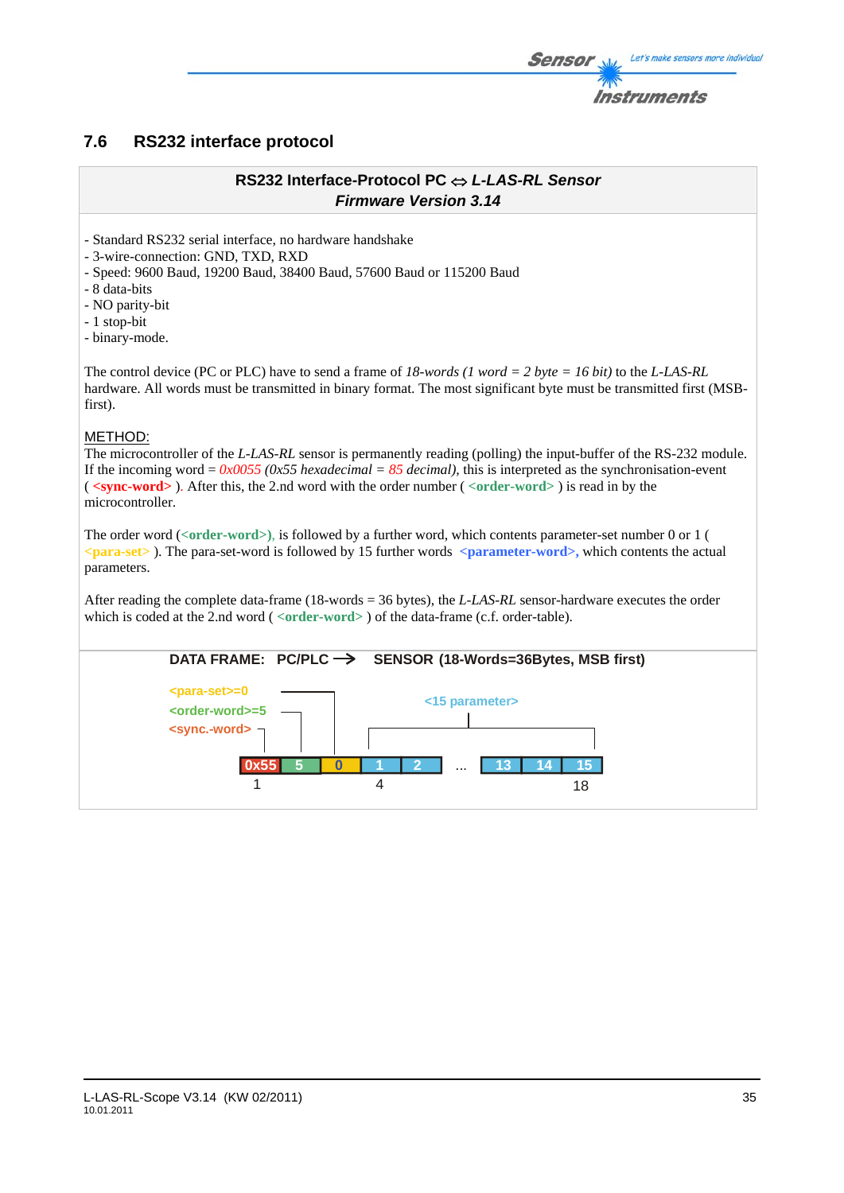## 7.6 RS232 interface protocol

**RS232 Interface-Protocol PC ⇔ *L-LAS-RL Sensor***
***Firmware Version 3.14***

- Standard RS232 serial interface, no hardware handshake
- 3-wire-connection: GND, TXD, RXD
- Speed: 9600 Baud, 19200 Baud, 38400 Baud, 57600 Baud or 115200 Baud
- 8 data-bits
- NO parity-bit
- 1 stop-bit
- binary-mode.

The control device (PC or PLC) have to send a frame of *18-words (1 word = 2 byte = 16 bit)* to the *L-LAS-RL* hardware. All words must be transmitted in binary format. The most significant byte must be transmitted first (MSB-first).

METHOD:
The microcontroller of the *L-LAS-RL* sensor is permanently reading (polling) the input-buffer of the RS-232 module. If the incoming word = *0x0055 (0x55 hexadecimal = 85 decimal)*, this is interpreted as the synchronisation-event ( **<sync-word>** ). After this, the 2.nd word with the order number ( **<order-word>** ) is read in by the microcontroller.

The order word (**<order-word>**), is followed by a further word, which contents parameter-set number 0 or 1 ( **<para-set>** ). The para-set-word is followed by 15 further words **<parameter-word>**, which contents the actual parameters.

After reading the complete data-frame (18-words = 36 bytes), the *L-LAS-RL* sensor-hardware executes the order which is coded at the 2.nd word ( **<order-word>** ) of the data-frame (c.f. order-table).

**DATA FRAME: PC/PLC → SENSOR (18-Words=36Bytes, MSB first)**

<para-set>=0
<order-word>=5
<sync.-word>
<15 parameter>

| 0x55 | 5 | 0 | 1 | 2 | ... | 13 | 14 | 15 |
|---|---|---|---|---|---|---|---|---|
| 1 | | | 4 | | | | | 18 |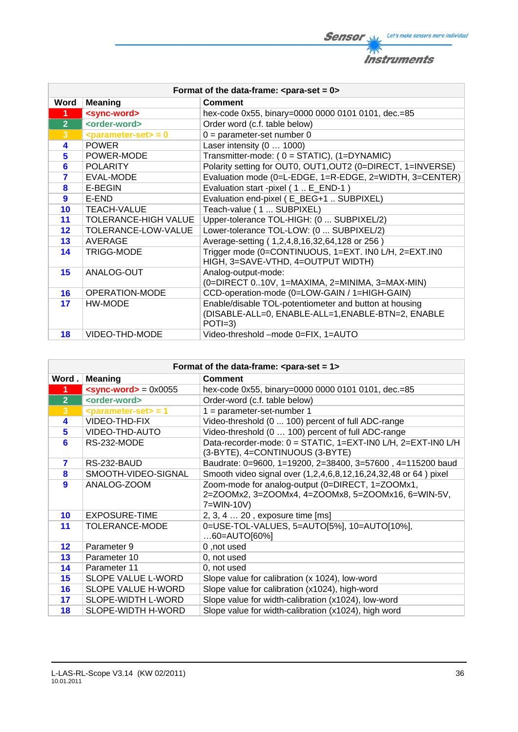| Format of the data-frame: <para-set = 0> | | |
|---|---|---|
| **Word** | **Meaning** | **Comment** |
| **1** | **<sync-word>** | hex-code 0x55, binary=0000 0000 0101 0101, dec.=85 |
| **2** | **<order-word>** | Order word (c.f. table below) |
| **3** | **<parameter-set> = 0** | 0 = parameter-set number 0 |
| **4** | POWER | Laser intensity (0 … 1000) |
| **5** | POWER-MODE | Transmitter-mode: ( 0 = STATIC), (1=DYNAMIC) |
| **6** | POLARITY | Polarity setting for OUT0, OUT1,OUT2 (0=DIRECT, 1=INVERSE) |
| **7** | EVAL-MODE | Evaluation mode (0=L-EDGE, 1=R-EDGE, 2=WIDTH, 3=CENTER) |
| **8** | E-BEGIN | Evaluation start -pixel ( 1 .. E_END-1 ) |
| **9** | E-END | Evaluation end-pixel ( E_BEG+1 .. SUBPIXEL) |
| **10** | TEACH-VALUE | Teach-value ( 1 ... SUBPIXEL) |
| **11** | TOLERANCE-HIGH VALUE | Upper-tolerance TOL-HIGH: (0 ... SUBPIXEL/2) |
| **12** | TOLERANCE-LOW-VALUE | Lower-tolerance TOL-LOW: (0 ... SUBPIXEL/2) |
| **13** | AVERAGE | Average-setting ( 1,2,4,8,16,32,64,128 or 256 ) |
| **14** | TRIGG-MODE | Trigger mode (0=CONTINUOUS, 1=EXT. IN0 L/H, 2=EXT.IN0 HIGH, 3=SAVE-VTHD, 4=OUTPUT WIDTH) |
| **15** | ANALOG-OUT | Analog-output-mode: (0=DIRECT 0..10V, 1=MAXIMA, 2=MINIMA, 3=MAX-MIN) |
| **16** | OPERATION-MODE | CCD-operation-mode (0=LOW-GAIN / 1=HIGH-GAIN) |
| **17** | HW-MODE | Enable/disable TOL-potentiometer and button at housing (DISABLE-ALL=0, ENABLE-ALL=1,ENABLE-BTN=2, ENABLE POTI=3) |
| **18** | VIDEO-THD-MODE | Video-threshold –mode 0=FIX, 1=AUTO |

| Format of the data-frame: <para-set = 1> | | |
|---|---|---|
| **Word .** | **Meaning** | **Comment** |
| **1** | **<sync-word>** = 0x0055 | hex-code 0x55, binary=0000 0000 0101 0101, dec.=85 |
| **2** | **<order-word>** | Order-word (c.f. table below) |
| **3** | **<parameter-set> = 1** | 1 = parameter-set-number 1 |
| **4** | VIDEO-THD-FIX | Video-threshold (0 ... 100) percent of full ADC-range |
| **5** | VIDEO-THD-AUTO | Video-threshold (0 … 100) percent of full ADC-range |
| **6** | RS-232-MODE | Data-recorder-mode: 0 = STATIC, 1=EXT-IN0 L/H, 2=EXT-IN0 L/H (3-BYTE), 4=CONTINUOUS (3-BYTE) |
| **7** | RS-232-BAUD | Baudrate: 0=9600, 1=19200, 2=38400, 3=57600 , 4=115200 baud |
| **8** | SMOOTH-VIDEO-SIGNAL | Smooth video signal over (1,2,4,6,8,12,16,24,32,48 or 64 ) pixel |
| **9** | ANALOG-ZOOM | Zoom-mode for analog-output (0=DIRECT, 1=ZOOMx1, 2=ZOOMx2, 3=ZOOMx4, 4=ZOOMx8, 5=ZOOMx16, 6=WIN-5V, 7=WIN-10V) |
| **10** | EXPOSURE-TIME | 2, 3, 4 … 20 , exposure time [ms] |
| **11** | TOLERANCE-MODE | 0=USE-TOL-VALUES, 5=AUTO[5%], 10=AUTO[10%], …60=AUTO[60%] |
| **12** | Parameter 9 | 0 ,not used |
| **13** | Parameter 10 | 0, not used |
| **14** | Parameter 11 | 0, not used |
| **15** | SLOPE VALUE L-WORD | Slope value for calibration (x 1024), low-word |
| **16** | SLOPE VALUE H-WORD | Slope value for calibration (x1024), high-word |
| **17** | SLOPE-WIDTH L-WORD | Slope value for width-calibration (x1024), low-word |
| **18** | SLOPE-WIDTH H-WORD | Slope value for width-calibration (x1024), high word |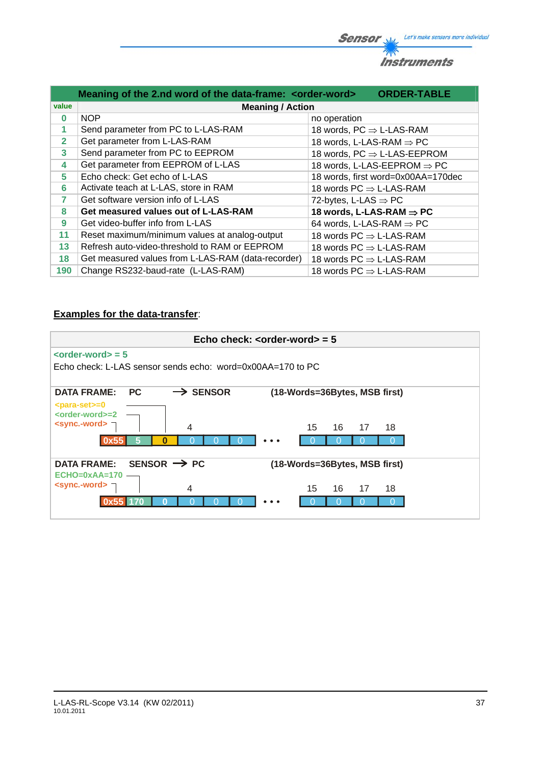| value | Meaning of the 2.nd word of the data-frame: <order-word> Meaning / Action | ORDER-TABLE |
|---|---|---|
| 0 | NOP | no operation |
| 1 | Send parameter from PC to L-LAS-RAM | 18 words, PC ⇒ L-LAS-RAM |
| 2 | Get parameter from L-LAS-RAM | 18 words, L-LAS-RAM ⇒ PC |
| 3 | Send parameter from PC to EEPROM | 18 words, PC ⇒ L-LAS-EEPROM |
| 4 | Get parameter from EEPROM of L-LAS | 18 words, L-LAS-EEPROM ⇒ PC |
| 5 | Echo check: Get echo of L-LAS | 18 words, first word=0x00AA=170dec |
| 6 | Activate teach at L-LAS, store in RAM | 18 words PC ⇒ L-LAS-RAM |
| 7 | Get software version info of L-LAS | 72-bytes, L-LAS ⇒ PC |
| 8 | **Get measured values out of L-LAS-RAM** | **18 words, L-LAS-RAM ⇒ PC** |
| 9 | Get video-buffer info from L-LAS | 64 words, L-LAS-RAM ⇒ PC |
| 11 | Reset maximum/minimum values at analog-output | 18 words PC ⇒ L-LAS-RAM |
| 13 | Refresh auto-video-threshold to RAM or EEPROM | 18 words PC ⇒ L-LAS-RAM |
| 18 | Get measured values from L-LAS-RAM (data-recorder) | 18 words PC ⇒ L-LAS-RAM |
| 190 | Change RS232-baud-rate (L-LAS-RAM) | 18 words PC ⇒ L-LAS-RAM |

**Examples for the data-transfer**:

**Echo check: <order-word> = 5**

<order-word> = 5

Echo check: L-LAS sensor sends echo: word=0x00AA=170 to PC

**DATA FRAME: PC → SENSOR** **(18-Words=36Bytes, MSB first)**

<para-set>=0
<order-word>=2
<sync.-word>

| 0x55 | 5 | 0 | 0 | 0 | 0 | • • • | 0 | 0 | 0 | 0 |
|---|---|---|---|---|---|---|---|---|---|---|
| | | | 4 | | | | 15 | 16 | 17 | 18 |

**DATA FRAME: SENSOR → PC** **(18-Words=36Bytes, MSB first)**

ECHO=0xAA=170
<sync.-word>

| 0x55 | 170 | 0 | 0 | 0 | 0 | • • • | 0 | 0 | 0 | 0 |
|---|---|---|---|---|---|---|---|---|---|---|
| | | | 4 | | | | 15 | 16 | 17 | 18 |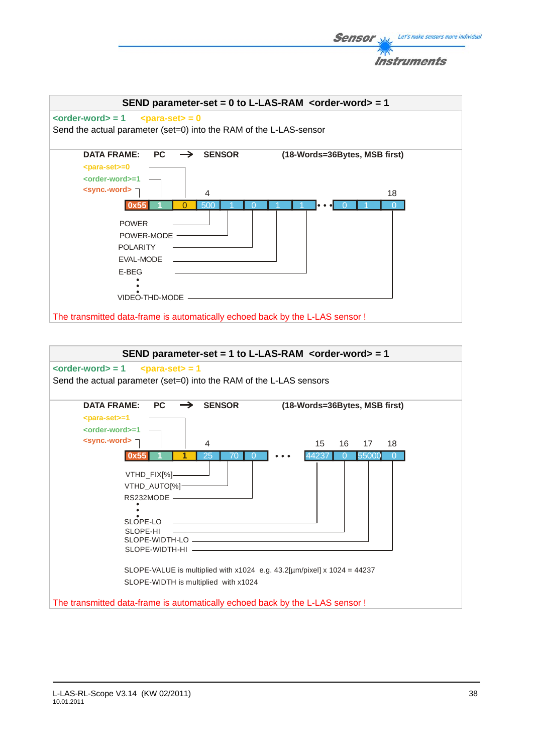## SEND parameter-set = 0 to L-LAS-RAM <order-word> = 1

**<order-word> = 1** **<para-set> = 0**

Send the actual parameter (set=0) into the RAM of the L-LAS-sensor

**DATA FRAME: PC → SENSOR (18-Words=36Bytes, MSB first)**

<para-set>=0
<order-word>=1
<sync.-word>

| 0x55 | 1 | 0 | 500 | 1 | 0 | 1 | 1 | • • • | 0 | 1 | 0 |
|---|---|---|---|---|---|---|---|---|---|---|---|

Word 4: POWER (500)
POWER-MODE (1)
POLARITY (0)
EVAL-MODE (1)
E-BEG (1)
⋮
Word 18: VIDEO-THD-MODE (0)

The transmitted data-frame is automatically echoed back by the L-LAS sensor !

## SEND parameter-set = 1 to L-LAS-RAM <order-word> = 1

**<order-word> = 1** **<para-set> = 1**

Send the actual parameter (set=0) into the RAM of the L-LAS sensors

**DATA FRAME: PC → SENSOR (18-Words=36Bytes, MSB first)**

<para-set>=1
<order-word>=1
<sync.-word>

| 0x55 | 1 | 1 | 25 | 70 | 0 | • • • | 44237 | 0 | 55000 | 0 |
|---|---|---|---|---|---|---|---|---|---|---|

Word 4: VTHD_FIX[%] (25)
VTHD_AUTO[%] (70)
RS232MODE (0)
⋮
Word 15: SLOPE-LO (44237)
Word 16: SLOPE-HI (0)
Word 17: SLOPE-WIDTH-LO (55000)
Word 18: SLOPE-WIDTH-HI (0)

SLOPE-VALUE is multiplied with x1024 e.g. 43.2[µm/pixel] x 1024 = 44237

SLOPE-WIDTH is multiplied with x1024

The transmitted data-frame is automatically echoed back by the L-LAS sensor !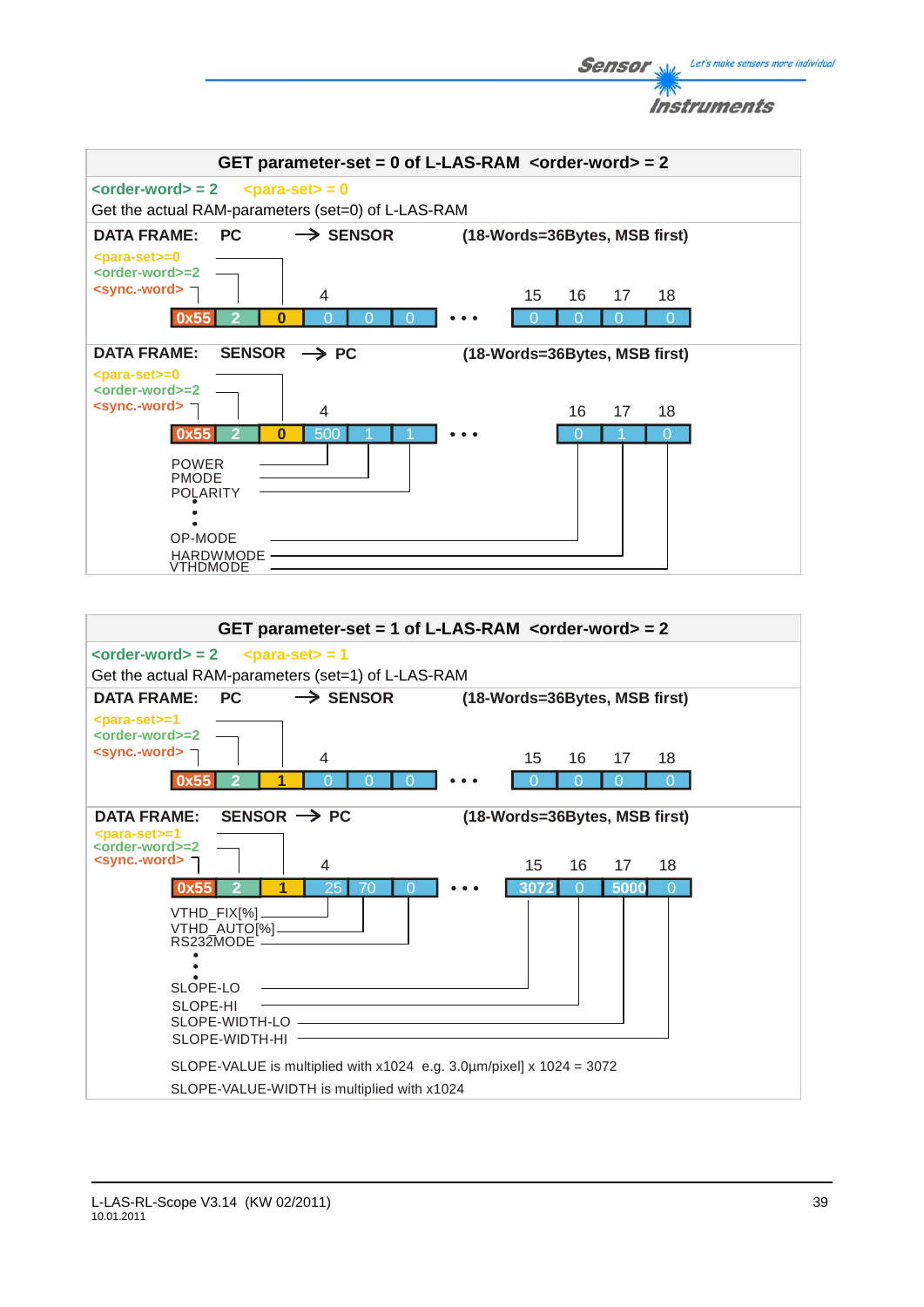## GET parameter-set = 0 of L-LAS-RAM <order-word> = 2

<order-word> = 2 <para-set> = 0

Get the actual RAM-parameters (set=0) of L-LAS-RAM

**DATA FRAME: PC → SENSOR** (18-Words=36Bytes, MSB first)

<para-set>=0
<order-word>=2
<sync.-word>

| 0x55 | 2 | 0 | 0 | 0 | 0 | ... | 0 | 0 | 0 | 0 |
|---|---|---|---|---|---|---|---|---|---|---|
| | | | 4 | | | | 15 | 16 | 17 | 18 |

**DATA FRAME: SENSOR → PC** (18-Words=36Bytes, MSB first)

<para-set>=0
<order-word>=2
<sync.-word>

| 0x55 | 2 | 0 | 500 | 1 | 1 | ... | 0 | 1 | 0 |
|---|---|---|---|---|---|---|---|---|---|
| | | | 4 | | | | 16 | 17 | 18 |

POWER
PMODE
POLARITY
:
OP-MODE
HARDWMODE
VTHDMODE

## GET parameter-set = 1 of L-LAS-RAM <order-word> = 2

<order-word> = 2 <para-set> = 1

Get the actual RAM-parameters (set=1) of L-LAS-RAM

**DATA FRAME: PC → SENSOR** (18-Words=36Bytes, MSB first)

<para-set>=1
<order-word>=2
<sync.-word>

| 0x55 | 2 | 1 | 0 | 0 | 0 | ... | 0 | 0 | 0 | 0 |
|---|---|---|---|---|---|---|---|---|---|---|
| | | | 4 | | | | 15 | 16 | 17 | 18 |

**DATA FRAME: SENSOR → PC** (18-Words=36Bytes, MSB first)

<para-set>=1
<order-word>=2
<sync.-word>

| 0x55 | 2 | 1 | 25 | 70 | 0 | ... | 3072 | 0 | 5000 | 0 |
|---|---|---|---|---|---|---|---|---|---|---|
| | | | 4 | | | | 15 | 16 | 17 | 18 |

VTHD_FIX[%]
VTHD_AUTO[%]
RS232MODE
:
SLOPE-LO
SLOPE-HI
SLOPE-WIDTH-LO
SLOPE-WIDTH-HI

SLOPE-VALUE is multiplied with x1024 e.g. 3.0µm/pixel] x 1024 = 3072

SLOPE-VALUE-WIDTH is multiplied with x1024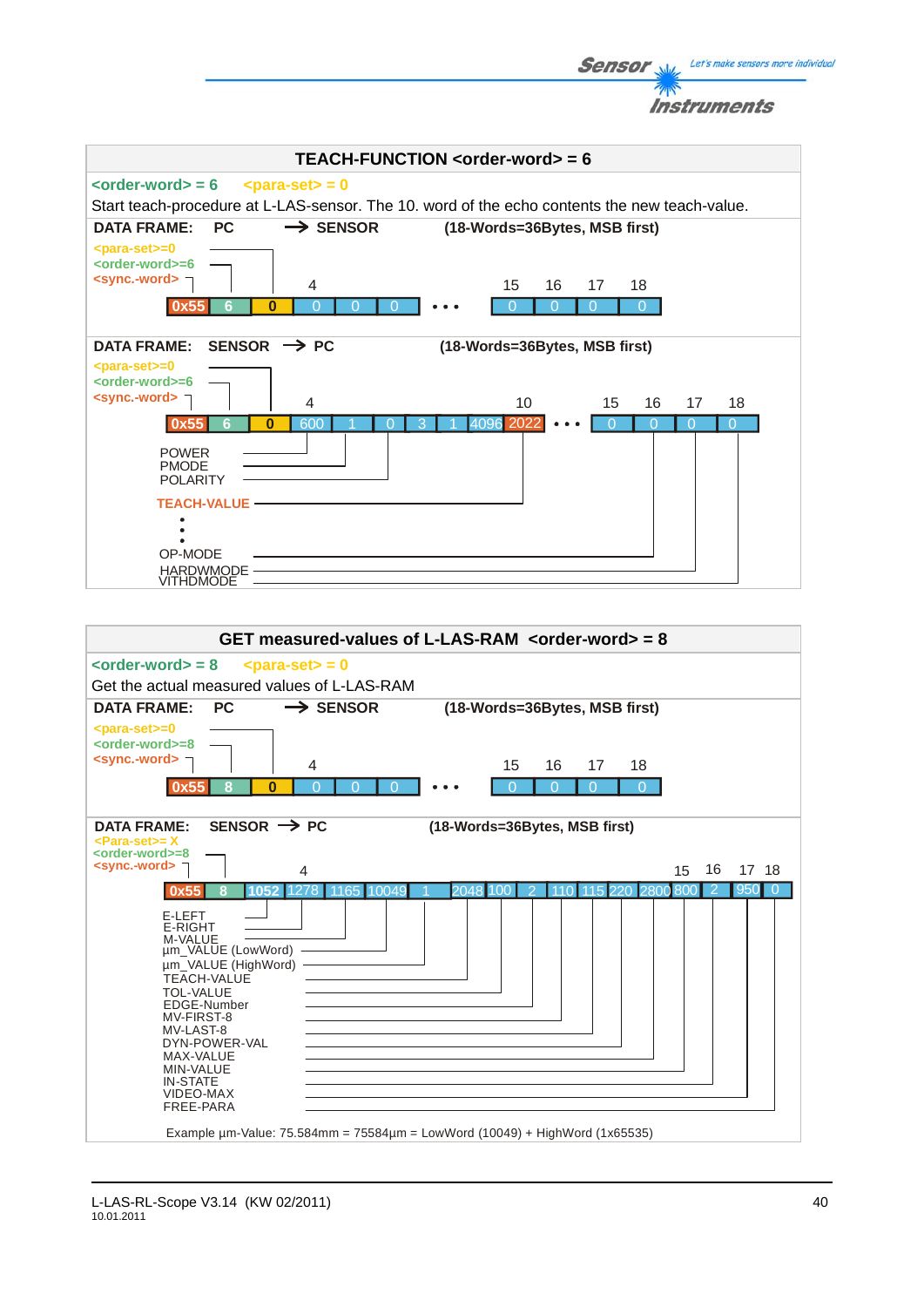## TEACH-FUNCTION <order-word> = 6

<order-word> = 6   <para-set> = 0

Start teach-procedure at L-LAS-sensor. The 10. word of the echo contents the new teach-value.

**DATA FRAME: PC → SENSOR (18-Words=36Bytes, MSB first)**

<para-set>=0
<order-word>=6
<sync.-word>

| 0x55 | 6 | 0 | 0 | 0 | 0 | • • • | 0 | 0 | 0 | 0 |
|---|---|---|---|---|---|---|---|---|---|---|
| | | | 4 | | | | 15 | 16 | 17 | 18 |

**DATA FRAME: SENSOR → PC (18-Words=36Bytes, MSB first)**

<para-set>=0
<order-word>=6
<sync.-word>

| 0x55 | 6 | 0 | 600 | 1 | 0 | 3 | 1 | 4096 | 2022 | • • • | 0 | 0 | 0 | 0 |
|---|---|---|---|---|---|---|---|---|---|---|---|---|---|---|
| | | | 4 | | | | | | 10 | | 15 | 16 | 17 | 18 |

POWER
PMODE
POLARITY
TEACH-VALUE
⋮
OP-MODE
HARDWMODE
VITHDMODE

## GET measured-values of L-LAS-RAM <order-word> = 8

<order-word> = 8   <para-set> = 0

Get the actual measured values of L-LAS-RAM

**DATA FRAME: PC → SENSOR (18-Words=36Bytes, MSB first)**

<para-set>=0
<order-word>=8
<sync.-word>

| 0x55 | 8 | 0 | 0 | 0 | 0 | • • • | 0 | 0 | 0 | 0 |
|---|---|---|---|---|---|---|---|---|---|---|
| | | | 4 | | | | 15 | 16 | 17 | 18 |

**DATA FRAME: SENSOR → PC (18-Words=36Bytes, MSB first)**

<Para-set>= X
<order-word>=8
<sync.-word>

| 0x55 | 8 | 1052 | 1278 | 1165 | 10049 | 1 | 2048 | 100 | 2 | 110 | 115 | 220 | 2800 | 800 | 2 | 950 | 0 |
|---|---|---|---|---|---|---|---|---|---|---|---|---|---|---|---|---|---|
| | | | 4 | | | | | | | | | | | 15 | 16 | 17 | 18 |

E-LEFT
E-RIGHT
M-VALUE
µm_VALUE (LowWord)
µm_VALUE (HighWord)
TEACH-VALUE
TOL-VALUE
EDGE-Number
MV-FIRST-8
MV-LAST-8
DYN-POWER-VAL
MAX-VALUE
MIN-VALUE
IN-STATE
VIDEO-MAX
FREE-PARA

Example µm-Value: 75.584mm = 75584µm = LowWord (10049) + HighWord (1x65535)

L-LAS-RL-Scope V3.14 (KW 02/2011)
10.01.2011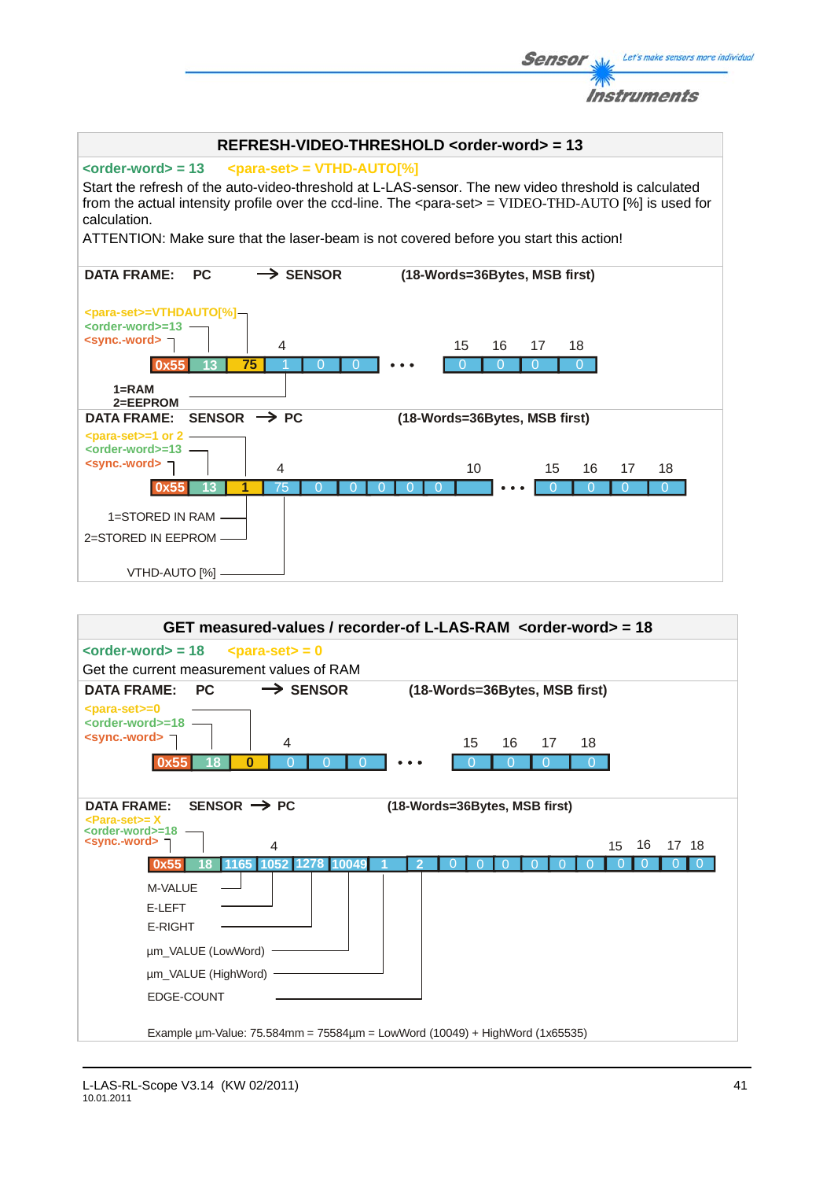## REFRESH-VIDEO-THRESHOLD <order-word> = 13

<order-word> = 13 &nbsp;&nbsp; <para-set> = VTHD-AUTO[%]

Start the refresh of the auto-video-threshold at L-LAS-sensor. The new video threshold is calculated from the actual intensity profile over the ccd-line. The <para-set> = VIDEO-THD-AUTO [%] is used for calculation.

ATTENTION: Make sure that the laser-beam is not covered before you start this action!

**DATA FRAME: PC → SENSOR (18-Words=36Bytes, MSB first)**

- <para-set>=VTHDAUTO[%]
- <order-word>=13
- <sync.-word>

| 1 | 2 | 3 | 4 | 5 | 6 | ... | 15 | 16 | 17 | 18 |
|---|---|---|---|---|---|---|---|---|---|---|
| 0x55 | 13 | 75 | 1 | 0 | 0 | • • • | 0 | 0 | 0 | 0 |

Word 4: 1=RAM, 2=EEPROM

**DATA FRAME: SENSOR → PC (18-Words=36Bytes, MSB first)**

- <para-set>=1 or 2
- <order-word>=13
- <sync.-word>

| 1 | 2 | 3 | 4 | 5 | 6 | 7 | 8 | 9 | 10 | ... | 15 | 16 | 17 | 18 |
|---|---|---|---|---|---|---|---|---|---|---|---|---|---|---|
| 0x55 | 13 | 1 | 75 | 0 | 0 | 0 | 0 | 0 | | • • • | 0 | 0 | 0 | 0 |

- Word 3: 1=STORED IN RAM, 2=STORED IN EEPROM
- Word 4: VTHD-AUTO [%]

## GET measured-values / recorder-of L-LAS-RAM <order-word> = 18

<order-word> = 18 &nbsp;&nbsp; <para-set> = 0

Get the current measurement values of RAM

**DATA FRAME: PC → SENSOR (18-Words=36Bytes, MSB first)**

- <para-set>=0
- <order-word>=18
- <sync.-word>

| 1 | 2 | 3 | 4 | 5 | 6 | ... | 15 | 16 | 17 | 18 |
|---|---|---|---|---|---|---|---|---|---|---|
| 0x55 | 18 | 0 | 0 | 0 | 0 | • • • | 0 | 0 | 0 | 0 |

**DATA FRAME: SENSOR → PC (18-Words=36Bytes, MSB first)**

- <Para-set>= X
- <order-word>=18
- <sync.-word>

| 1 | 2 | 3 | 4 | 5 | 6 | 7 | 8 | 9 | 10 | 11 | 12 | 13 | 14 | 15 | 16 | 17 | 18 |
|---|---|---|---|---|---|---|---|---|---|---|---|---|---|---|---|---|---|
| 0x55 | 18 | 1165 | 1052 | 1278 | 10049 | 1 | 2 | 0 | 0 | 0 | 0 | 0 | 0 | 0 | 0 | 0 | 0 |

- M-VALUE (word 3)
- E-LEFT (word 4)
- E-RIGHT (word 5)
- µm_VALUE (LowWord) (word 6)
- µm_VALUE (HighWord) (word 7)
- EDGE-COUNT (word 8)

Example µm-Value: 75.584mm = 75584µm = LowWord (10049) + HighWord (1x65535)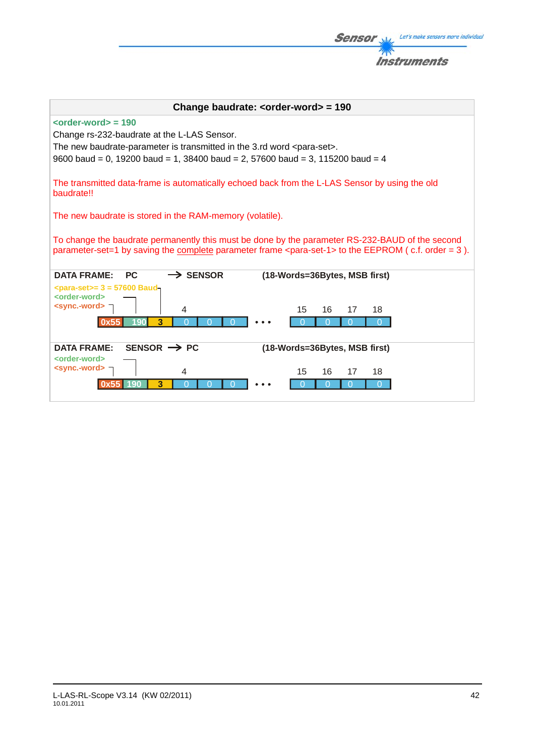## Change baudrate: <order-word> = 190

**<order-word> = 190**

Change rs-232-baudrate at the L-LAS Sensor.

The new baudrate-parameter is transmitted in the 3.rd word <para-set>.

9600 baud = 0, 19200 baud = 1, 38400 baud = 2, 57600 baud = 3, 115200 baud = 4

The transmitted data-frame is automatically echoed back from the L-LAS Sensor by using the old baudrate!!

The new baudrate is stored in the RAM-memory (volatile).

To change the baudrate permanently this must be done by the parameter RS-232-BAUD of the second parameter-set=1 by saving the complete parameter frame <para-set-1> to the EEPROM ( c.f. order = 3 ).

**DATA FRAME: PC → SENSOR** **(18-Words=36Bytes, MSB first)**

<para-set>= 3 = 57600 Baud
<order-word>
<sync.-word>

| | | | 4 | | | ... | 15 | 16 | 17 | 18 |
|---|---|---|---|---|---|---|---|---|---|---|
| 0x55 | 190 | 3 | 0 | 0 | 0 | • • • | 0 | 0 | 0 | 0 |

**DATA FRAME: SENSOR → PC** **(18-Words=36Bytes, MSB first)**

<order-word>
<sync.-word>

| | | | 4 | | | ... | 15 | 16 | 17 | 18 |
|---|---|---|---|---|---|---|---|---|---|---|
| 0x55 | 190 | 3 | 0 | 0 | 0 | • • • | 0 | 0 | 0 | 0 |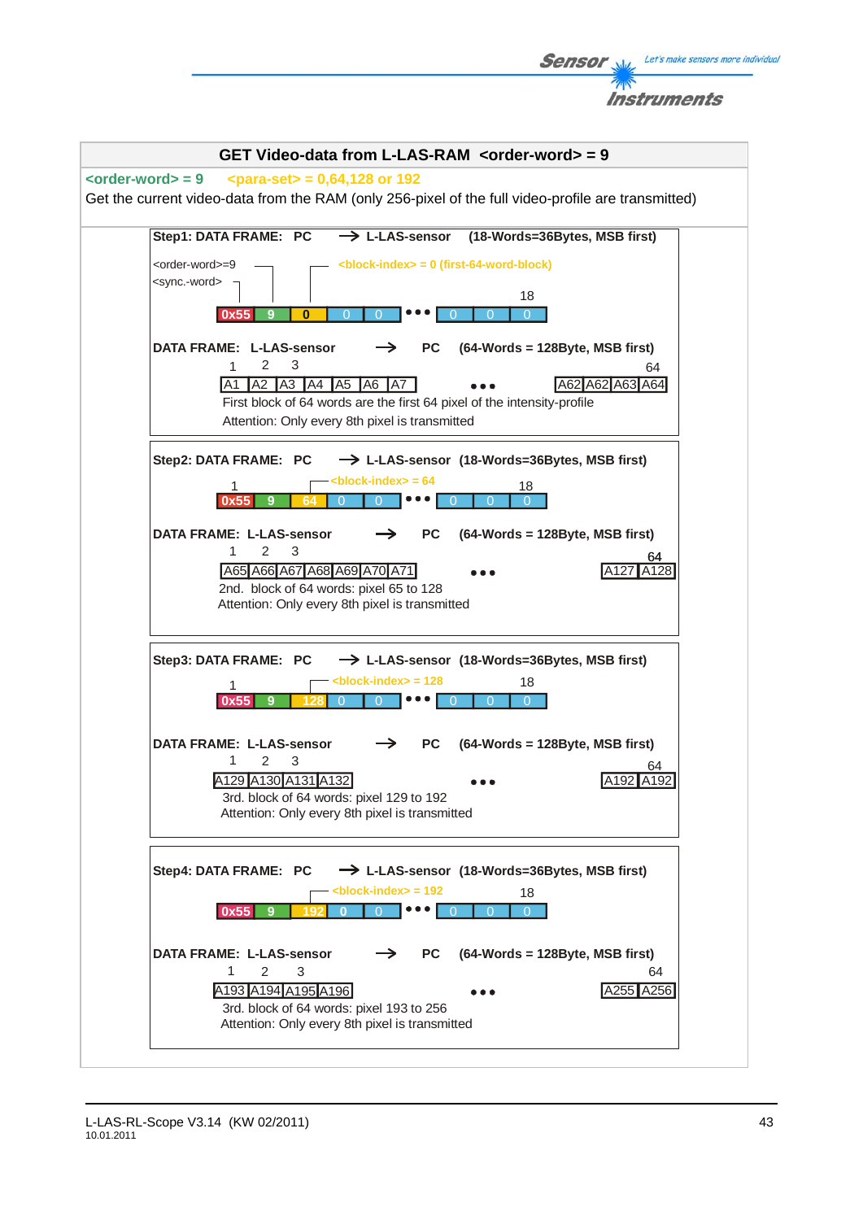## GET Video-data from L-LAS-RAM <order-word> = 9

<order-word> = 9    <para-set> = 0,64,128 or 192

Get the current video-data from the RAM (only 256-pixel of the full video-profile are transmitted)

**Step1: DATA FRAME: PC → L-LAS-sensor (18-Words=36Bytes, MSB first)**

<order-word>=9

<sync.-word>

<block-index> = 0 (first-64-word-block)

18

| 0x55 | 9 | 0 | 0 | 0 | ••• | 0 | 0 | 0 |
|---|---|---|---|---|---|---|---|---|

**DATA FRAME: L-LAS-sensor → PC (64-Words = 128Byte, MSB first)**

1 2 3 ... 64

| A1 | A2 | A3 | A4 | A5 | A6 | A7 | ••• | A62 | A62 | A63 | A64 |
|---|---|---|---|---|---|---|---|---|---|---|---|

First block of 64 words are the first 64 pixel of the intensity-profile

Attention: Only every 8th pixel is transmitted

**Step2: DATA FRAME: PC → L-LAS-sensor (18-Words=36Bytes, MSB first)**

<block-index> = 64

1 ... 18

| 0x55 | 9 | 64 | 0 | 0 | ••• | 0 | 0 | 0 |
|---|---|---|---|---|---|---|---|---|

**DATA FRAME: L-LAS-sensor → PC (64-Words = 128Byte, MSB first)**

1 2 3 ... 64

| A65 | A66 | A67 | A68 | A69 | A70 | A71 | ••• | A127 | A128 |
|---|---|---|---|---|---|---|---|---|---|

2nd. block of 64 words: pixel 65 to 128

Attention: Only every 8th pixel is transmitted

**Step3: DATA FRAME: PC → L-LAS-sensor (18-Words=36Bytes, MSB first)**

<block-index> = 128

1 ... 18

| 0x55 | 9 | 128 | 0 | 0 | ••• | 0 | 0 | 0 |
|---|---|---|---|---|---|---|---|---|

**DATA FRAME: L-LAS-sensor → PC (64-Words = 128Byte, MSB first)**

1 2 3 ... 64

| A129 | A130 | A131 | A132 | ••• | A192 | A192 |
|---|---|---|---|---|---|---|

3rd. block of 64 words: pixel 129 to 192

Attention: Only every 8th pixel is transmitted

**Step4: DATA FRAME: PC → L-LAS-sensor (18-Words=36Bytes, MSB first)**

<block-index> = 192

18

| 0x55 | 9 | 192 | 0 | 0 | ••• | 0 | 0 | 0 |
|---|---|---|---|---|---|---|---|---|

**DATA FRAME: L-LAS-sensor → PC (64-Words = 128Byte, MSB first)**

1 2 3 ... 64

| A193 | A194 | A195 | A196 | ••• | A255 | A256 |
|---|---|---|---|---|---|---|

3rd. block of 64 words: pixel 193 to 256

Attention: Only every 8th pixel is transmitted